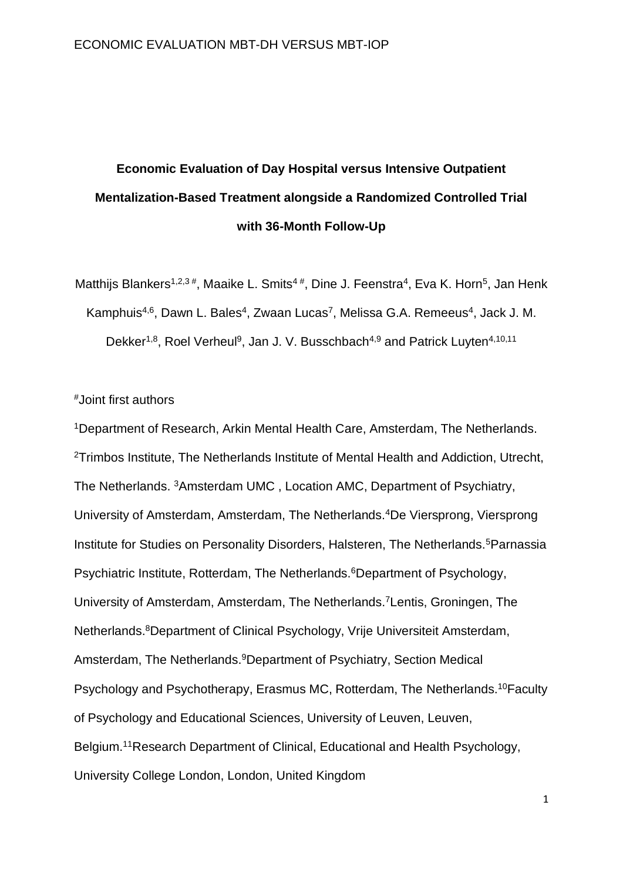# Economic Evaluation of Day Hospital versus Intensive Outpatient Mentalization-Based Treatment alongside a Randomized Controlled Trial with 36-Month Follow-Up

Matthijs Blankers[1,2,3 #], Maaike L. Smits[4 #], Dine J. Feenstra[4], Eva K. Horn[5], Jan Henk Kamphuis[4,6], Dawn L. Bales[4], Zwaan Lucas[7], Melissa G.A. Remeeus[4], Jack J. M. Dekker[1,8], Roel Verheul[9], Jan J. V. Busschbach[4,9] and Patrick Luyten[4,10,11]

[#]Joint first authors

[1]Department of Research, Arkin Mental Health Care, Amsterdam, The Netherlands. [2]Trimbos Institute, The Netherlands Institute of Mental Health and Addiction, Utrecht, The Netherlands. [3]Amsterdam UMC , Location AMC, Department of Psychiatry, University of Amsterdam, Amsterdam, The Netherlands.[4]De Viersprong, Viersprong Institute for Studies on Personality Disorders, Halsteren, The Netherlands.[5]Parnassia Psychiatric Institute, Rotterdam, The Netherlands.[6]Department of Psychology, University of Amsterdam, Amsterdam, The Netherlands.[7]Lentis, Groningen, The Netherlands.[8]Department of Clinical Psychology, Vrije Universiteit Amsterdam, Amsterdam, The Netherlands.[9]Department of Psychiatry, Section Medical Psychology and Psychotherapy, Erasmus MC, Rotterdam, The Netherlands.[10]Faculty of Psychology and Educational Sciences, University of Leuven, Leuven, Belgium.[11]Research Department of Clinical, Educational and Health Psychology, University College London, London, United Kingdom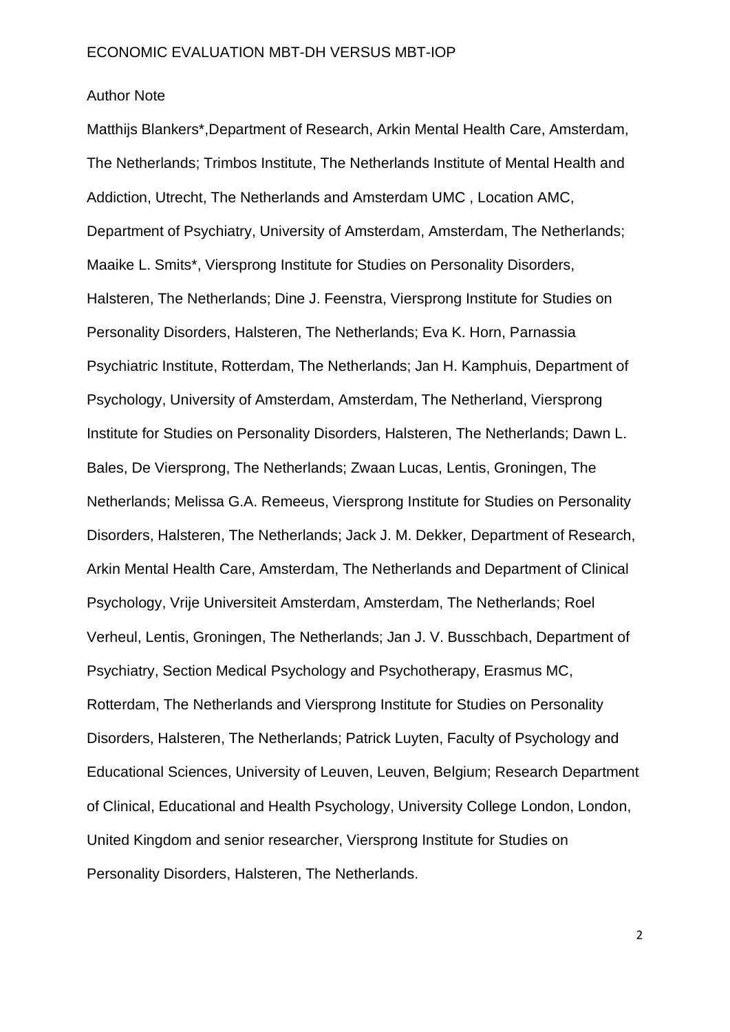Author Note

Matthijs Blankers*,Department of Research, Arkin Mental Health Care, Amsterdam, The Netherlands; Trimbos Institute, The Netherlands Institute of Mental Health and Addiction, Utrecht, The Netherlands and Amsterdam UMC , Location AMC, Department of Psychiatry, University of Amsterdam, Amsterdam, The Netherlands; Maaike L. Smits*, Viersprong Institute for Studies on Personality Disorders, Halsteren, The Netherlands; Dine J. Feenstra, Viersprong Institute for Studies on Personality Disorders, Halsteren, The Netherlands; Eva K. Horn, Parnassia Psychiatric Institute, Rotterdam, The Netherlands; Jan H. Kamphuis, Department of Psychology, University of Amsterdam, Amsterdam, The Netherland, Viersprong Institute for Studies on Personality Disorders, Halsteren, The Netherlands; Dawn L. Bales, De Viersprong, The Netherlands; Zwaan Lucas, Lentis, Groningen, The Netherlands; Melissa G.A. Remeeus, Viersprong Institute for Studies on Personality Disorders, Halsteren, The Netherlands; Jack J. M. Dekker, Department of Research, Arkin Mental Health Care, Amsterdam, The Netherlands and Department of Clinical Psychology, Vrije Universiteit Amsterdam, Amsterdam, The Netherlands; Roel Verheul, Lentis, Groningen, The Netherlands; Jan J. V. Busschbach, Department of Psychiatry, Section Medical Psychology and Psychotherapy, Erasmus MC, Rotterdam, The Netherlands and Viersprong Institute for Studies on Personality Disorders, Halsteren, The Netherlands; Patrick Luyten, Faculty of Psychology and Educational Sciences, University of Leuven, Leuven, Belgium; Research Department of Clinical, Educational and Health Psychology, University College London, London, United Kingdom and senior researcher, Viersprong Institute for Studies on Personality Disorders, Halsteren, The Netherlands.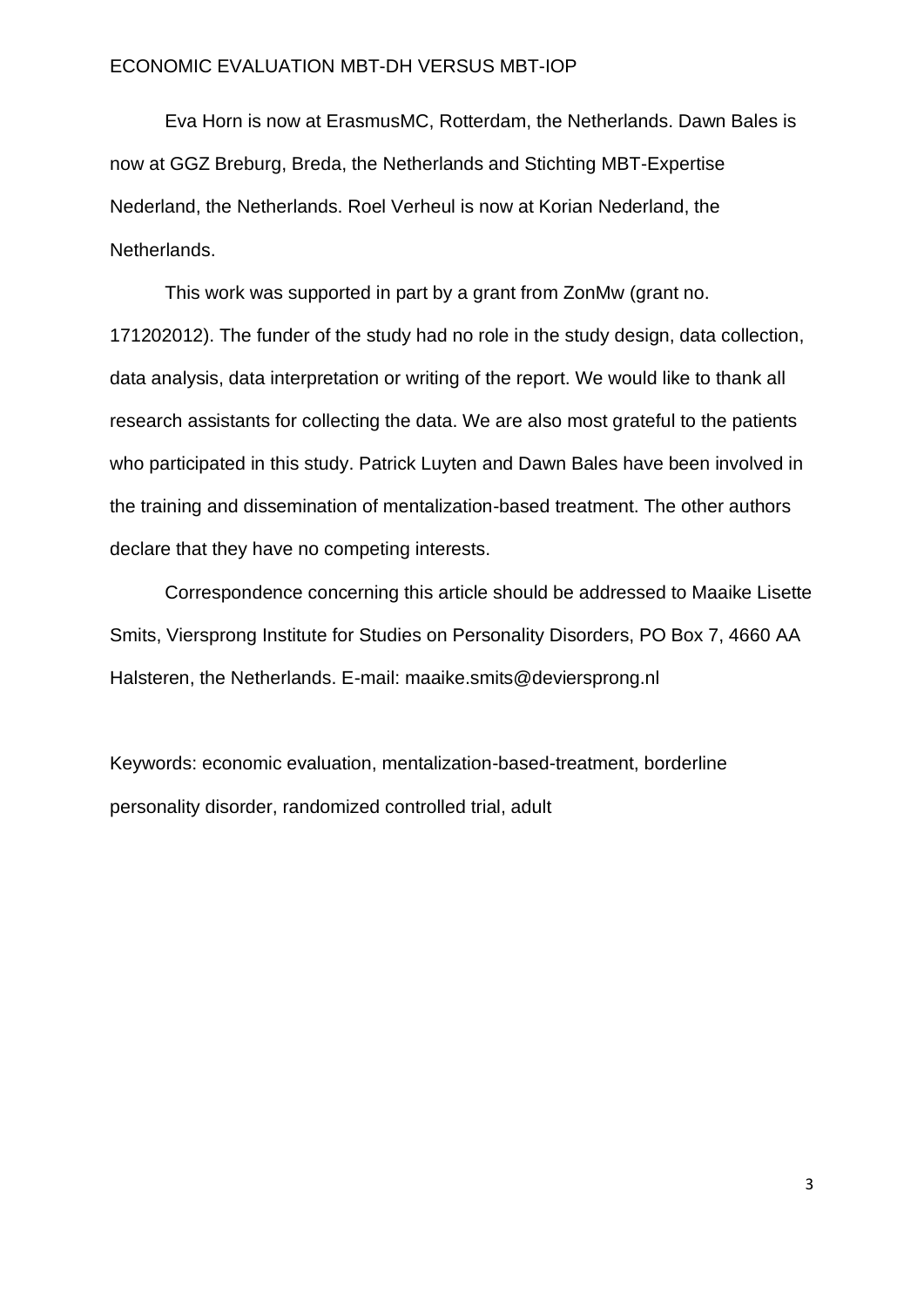Eva Horn is now at ErasmusMC, Rotterdam, the Netherlands. Dawn Bales is now at GGZ Breburg, Breda, the Netherlands and Stichting MBT-Expertise Nederland, the Netherlands. Roel Verheul is now at Korian Nederland, the Netherlands.

This work was supported in part by a grant from ZonMw (grant no. 171202012). The funder of the study had no role in the study design, data collection, data analysis, data interpretation or writing of the report. We would like to thank all research assistants for collecting the data. We are also most grateful to the patients who participated in this study. Patrick Luyten and Dawn Bales have been involved in the training and dissemination of mentalization-based treatment. The other authors declare that they have no competing interests.

Correspondence concerning this article should be addressed to Maaike Lisette Smits, Viersprong Institute for Studies on Personality Disorders, PO Box 7, 4660 AA Halsteren, the Netherlands. E-mail: maaike.smits@deviersprong.nl

Keywords: economic evaluation, mentalization-based-treatment, borderline personality disorder, randomized controlled trial, adult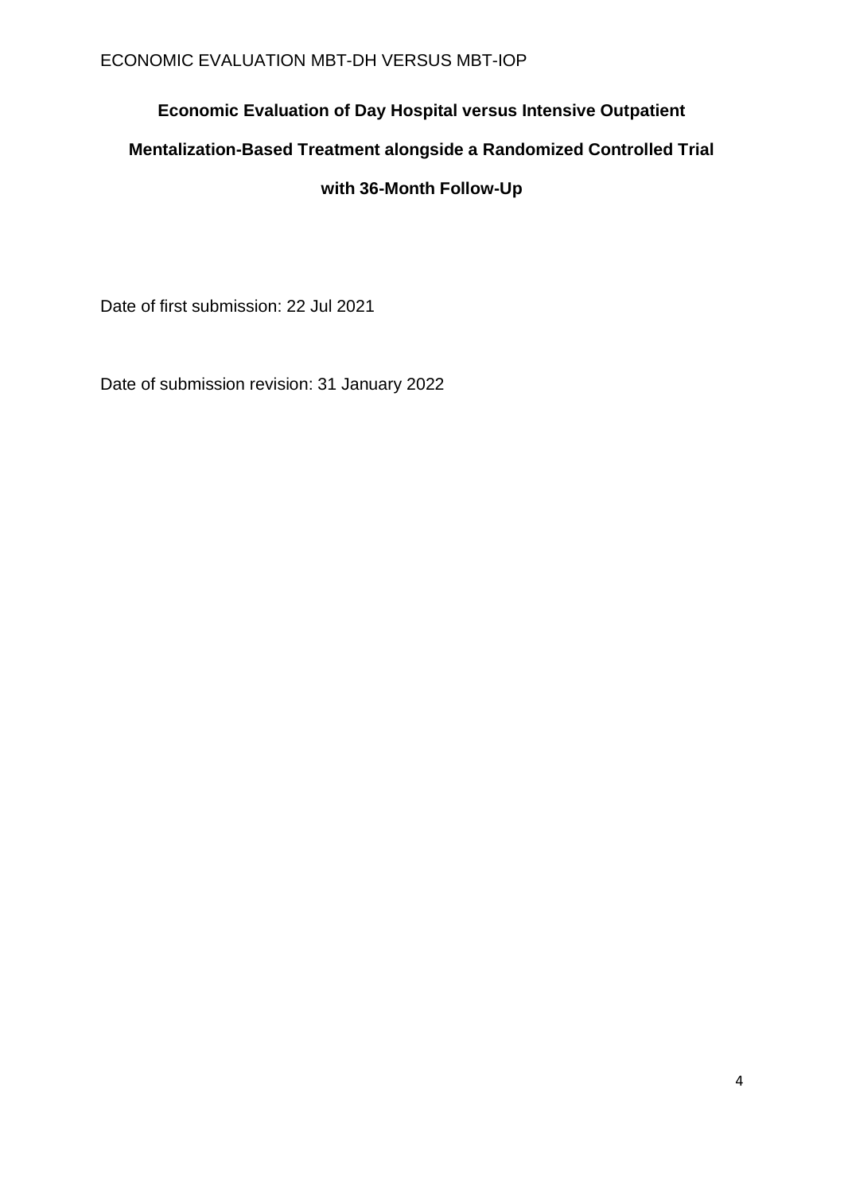# Economic Evaluation of Day Hospital versus Intensive Outpatient Mentalization-Based Treatment alongside a Randomized Controlled Trial with 36-Month Follow-Up

Date of first submission: 22 Jul 2021

Date of submission revision: 31 January 2022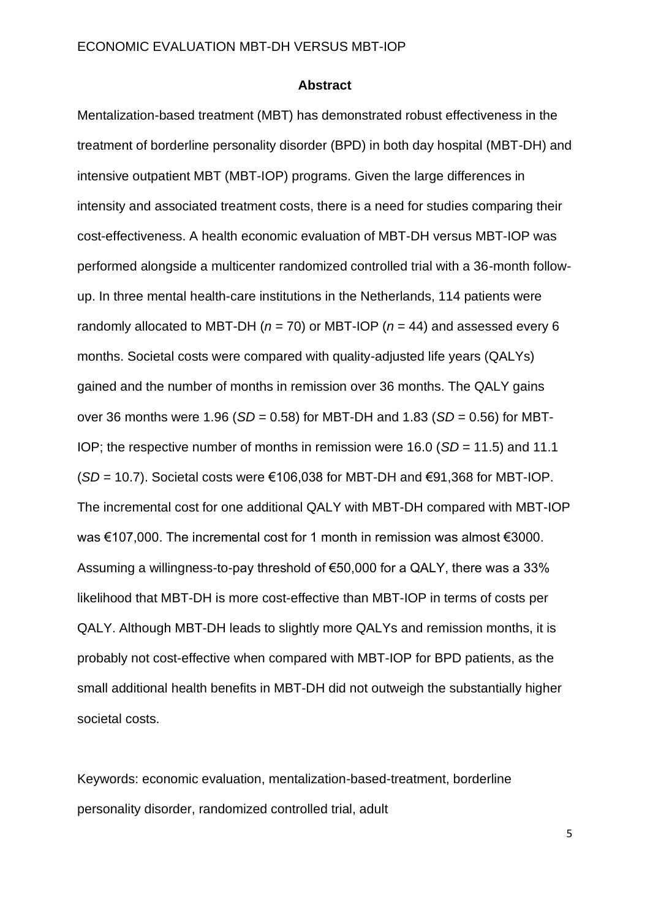## Abstract

Mentalization-based treatment (MBT) has demonstrated robust effectiveness in the treatment of borderline personality disorder (BPD) in both day hospital (MBT-DH) and intensive outpatient MBT (MBT-IOP) programs. Given the large differences in intensity and associated treatment costs, there is a need for studies comparing their cost-effectiveness. A health economic evaluation of MBT-DH versus MBT-IOP was performed alongside a multicenter randomized controlled trial with a 36-month follow-up. In three mental health-care institutions in the Netherlands, 114 patients were randomly allocated to MBT-DH ($n$ = 70) or MBT-IOP ($n$ = 44) and assessed every 6 months. Societal costs were compared with quality-adjusted life years (QALYs) gained and the number of months in remission over 36 months. The QALY gains over 36 months were 1.96 ($SD$ = 0.58) for MBT-DH and 1.83 ($SD$ = 0.56) for MBT-IOP; the respective number of months in remission were 16.0 ($SD$ = 11.5) and 11.1 ($SD$ = 10.7). Societal costs were €106,038 for MBT-DH and €91,368 for MBT-IOP. The incremental cost for one additional QALY with MBT-DH compared with MBT-IOP was €107,000. The incremental cost for 1 month in remission was almost €3000. Assuming a willingness-to-pay threshold of €50,000 for a QALY, there was a 33% likelihood that MBT-DH is more cost-effective than MBT-IOP in terms of costs per QALY. Although MBT-DH leads to slightly more QALYs and remission months, it is probably not cost-effective when compared with MBT-IOP for BPD patients, as the small additional health benefits in MBT-DH did not outweigh the substantially higher societal costs.

Keywords: economic evaluation, mentalization-based-treatment, borderline personality disorder, randomized controlled trial, adult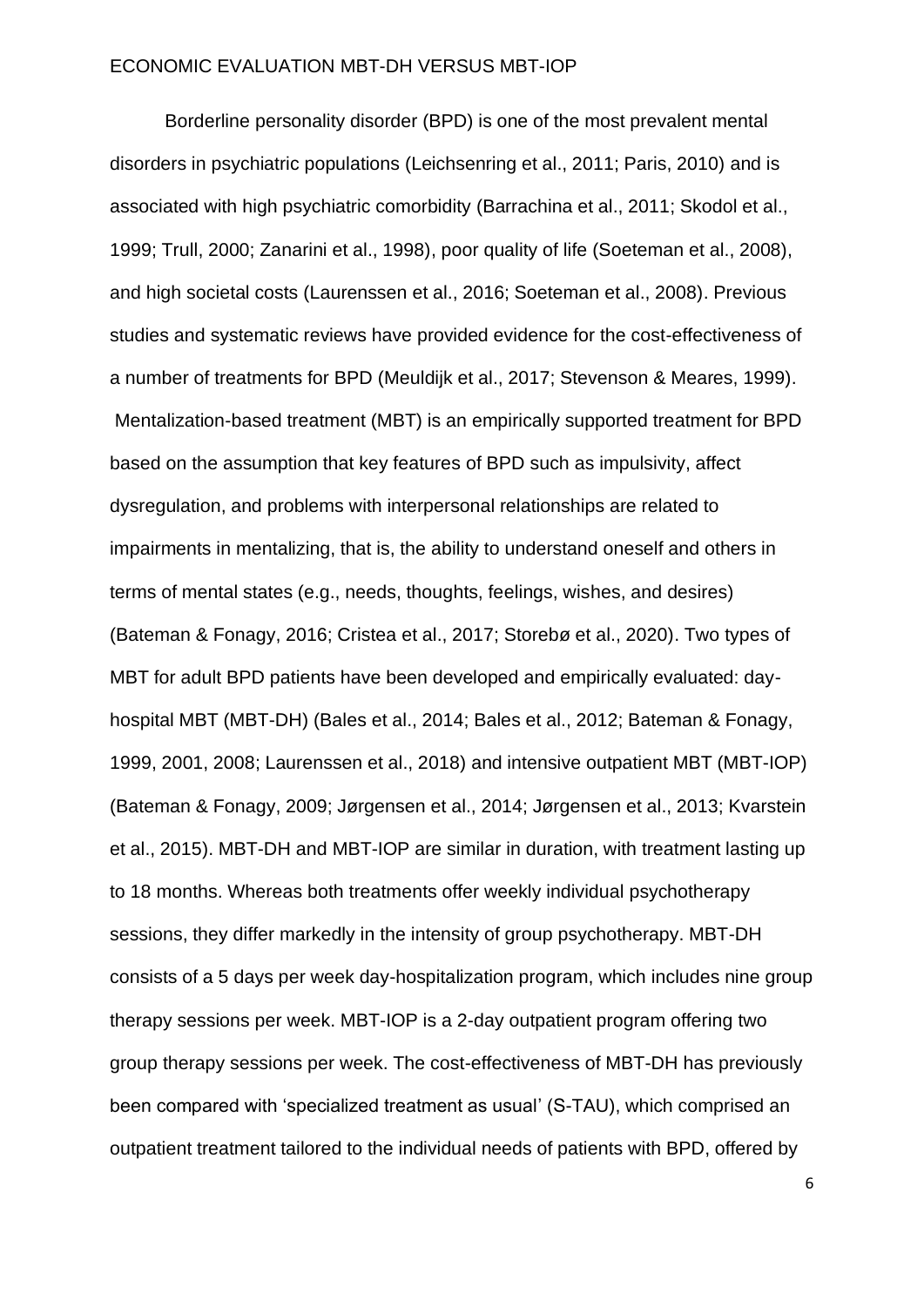Borderline personality disorder (BPD) is one of the most prevalent mental disorders in psychiatric populations (Leichsenring et al., 2011; Paris, 2010) and is associated with high psychiatric comorbidity (Barrachina et al., 2011; Skodol et al., 1999; Trull, 2000; Zanarini et al., 1998), poor quality of life (Soeteman et al., 2008), and high societal costs (Laurenssen et al., 2016; Soeteman et al., 2008). Previous studies and systematic reviews have provided evidence for the cost-effectiveness of a number of treatments for BPD (Meuldijk et al., 2017; Stevenson & Meares, 1999). Mentalization-based treatment (MBT) is an empirically supported treatment for BPD based on the assumption that key features of BPD such as impulsivity, affect dysregulation, and problems with interpersonal relationships are related to impairments in mentalizing, that is, the ability to understand oneself and others in terms of mental states (e.g., needs, thoughts, feelings, wishes, and desires) (Bateman & Fonagy, 2016; Cristea et al., 2017; Storebø et al., 2020). Two types of MBT for adult BPD patients have been developed and empirically evaluated: day-hospital MBT (MBT-DH) (Bales et al., 2014; Bales et al., 2012; Bateman & Fonagy, 1999, 2001, 2008; Laurenssen et al., 2018) and intensive outpatient MBT (MBT-IOP) (Bateman & Fonagy, 2009; Jørgensen et al., 2014; Jørgensen et al., 2013; Kvarstein et al., 2015). MBT-DH and MBT-IOP are similar in duration, with treatment lasting up to 18 months. Whereas both treatments offer weekly individual psychotherapy sessions, they differ markedly in the intensity of group psychotherapy. MBT-DH consists of a 5 days per week day-hospitalization program, which includes nine group therapy sessions per week. MBT-IOP is a 2-day outpatient program offering two group therapy sessions per week. The cost-effectiveness of MBT-DH has previously been compared with 'specialized treatment as usual' (S-TAU), which comprised an outpatient treatment tailored to the individual needs of patients with BPD, offered by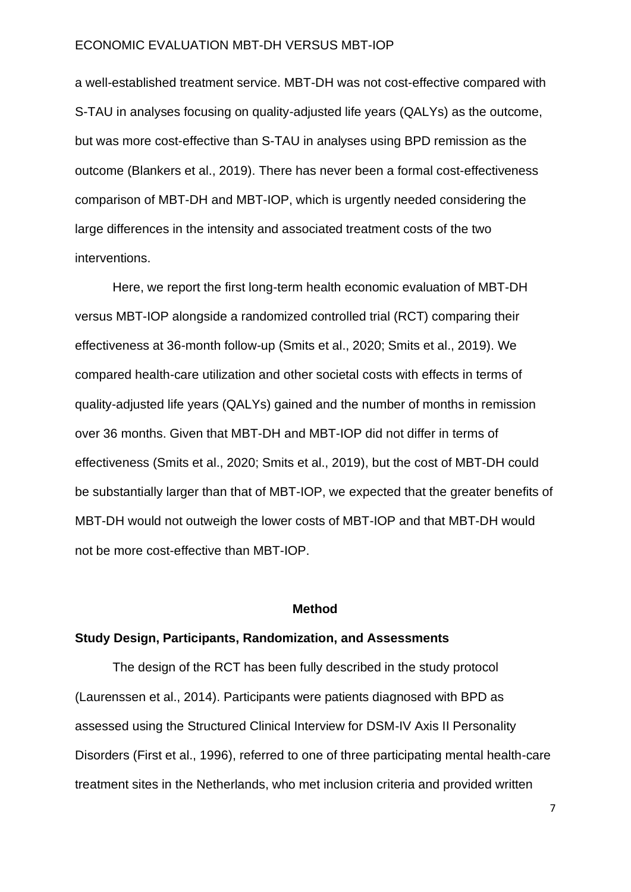a well-established treatment service. MBT-DH was not cost-effective compared with S-TAU in analyses focusing on quality-adjusted life years (QALYs) as the outcome, but was more cost-effective than S-TAU in analyses using BPD remission as the outcome (Blankers et al., 2019). There has never been a formal cost-effectiveness comparison of MBT-DH and MBT-IOP, which is urgently needed considering the large differences in the intensity and associated treatment costs of the two interventions.

Here, we report the first long-term health economic evaluation of MBT-DH versus MBT-IOP alongside a randomized controlled trial (RCT) comparing their effectiveness at 36-month follow-up (Smits et al., 2020; Smits et al., 2019). We compared health-care utilization and other societal costs with effects in terms of quality-adjusted life years (QALYs) gained and the number of months in remission over 36 months. Given that MBT-DH and MBT-IOP did not differ in terms of effectiveness (Smits et al., 2020; Smits et al., 2019), but the cost of MBT-DH could be substantially larger than that of MBT-IOP, we expected that the greater benefits of MBT-DH would not outweigh the lower costs of MBT-IOP and that MBT-DH would not be more cost-effective than MBT-IOP.

## Method

### Study Design, Participants, Randomization, and Assessments

The design of the RCT has been fully described in the study protocol (Laurenssen et al., 2014). Participants were patients diagnosed with BPD as assessed using the Structured Clinical Interview for DSM-IV Axis II Personality Disorders (First et al., 1996), referred to one of three participating mental health-care treatment sites in the Netherlands, who met inclusion criteria and provided written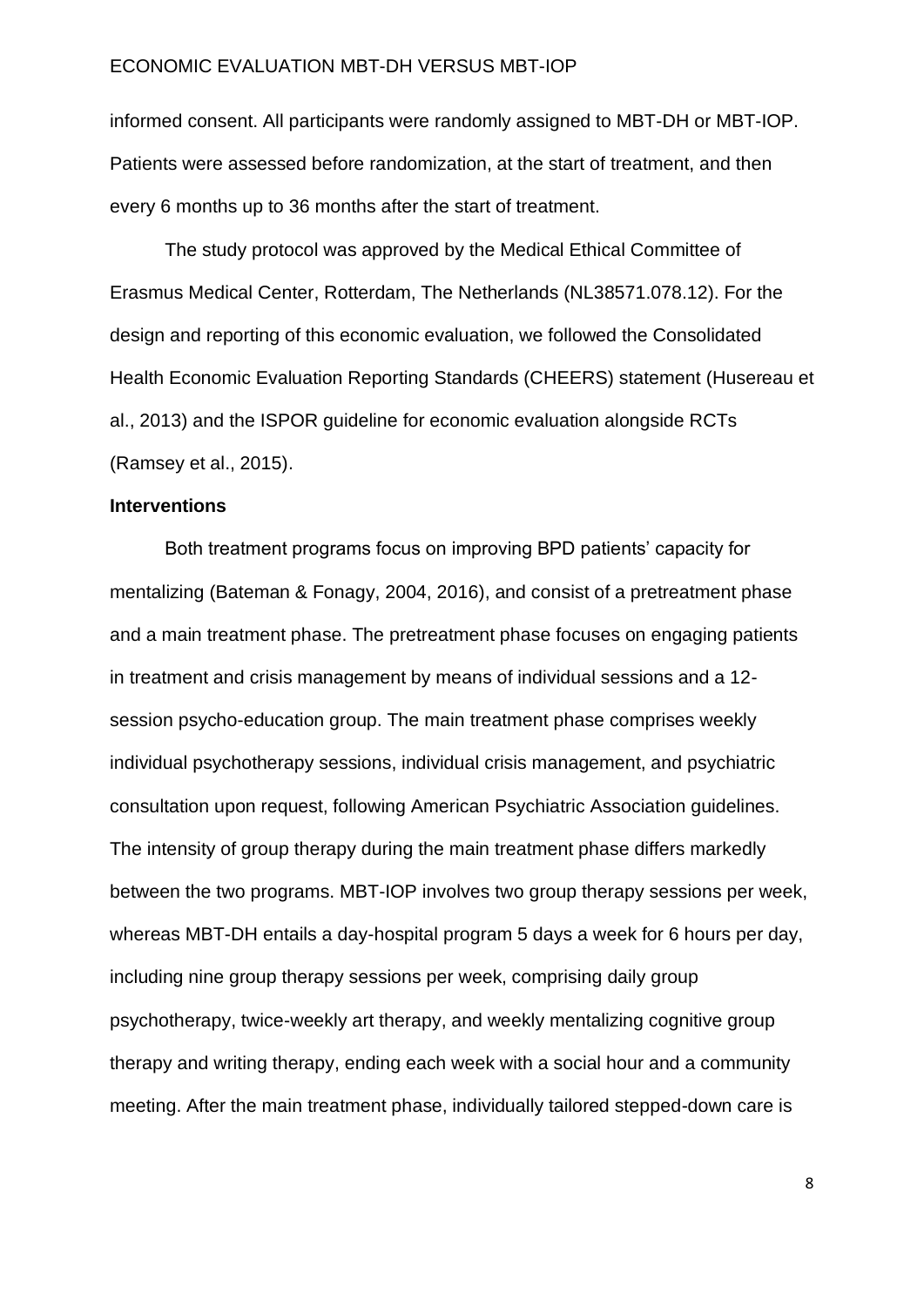informed consent. All participants were randomly assigned to MBT-DH or MBT-IOP. Patients were assessed before randomization, at the start of treatment, and then every 6 months up to 36 months after the start of treatment.

The study protocol was approved by the Medical Ethical Committee of Erasmus Medical Center, Rotterdam, The Netherlands (NL38571.078.12). For the design and reporting of this economic evaluation, we followed the Consolidated Health Economic Evaluation Reporting Standards (CHEERS) statement (Husereau et al., 2013) and the ISPOR guideline for economic evaluation alongside RCTs (Ramsey et al., 2015).

**Interventions**

Both treatment programs focus on improving BPD patients' capacity for mentalizing (Bateman & Fonagy, 2004, 2016), and consist of a pretreatment phase and a main treatment phase. The pretreatment phase focuses on engaging patients in treatment and crisis management by means of individual sessions and a 12-session psycho-education group. The main treatment phase comprises weekly individual psychotherapy sessions, individual crisis management, and psychiatric consultation upon request, following American Psychiatric Association guidelines. The intensity of group therapy during the main treatment phase differs markedly between the two programs. MBT-IOP involves two group therapy sessions per week, whereas MBT-DH entails a day-hospital program 5 days a week for 6 hours per day, including nine group therapy sessions per week, comprising daily group psychotherapy, twice-weekly art therapy, and weekly mentalizing cognitive group therapy and writing therapy, ending each week with a social hour and a community meeting. After the main treatment phase, individually tailored stepped-down care is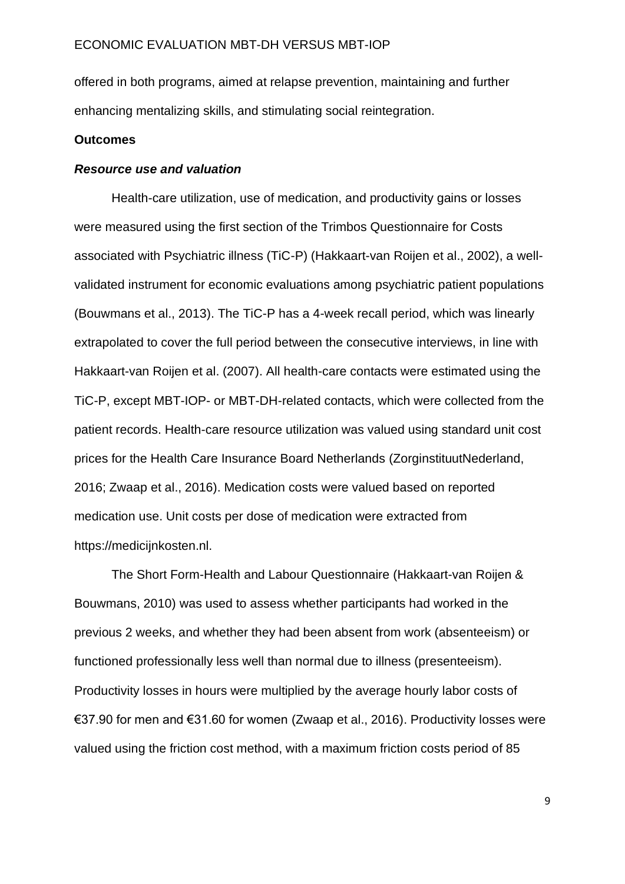offered in both programs, aimed at relapse prevention, maintaining and further enhancing mentalizing skills, and stimulating social reintegration.

**Outcomes**

***Resource use and valuation***

Health-care utilization, use of medication, and productivity gains or losses were measured using the first section of the Trimbos Questionnaire for Costs associated with Psychiatric illness (TiC-P) (Hakkaart-van Roijen et al., 2002), a well-validated instrument for economic evaluations among psychiatric patient populations (Bouwmans et al., 2013). The TiC-P has a 4-week recall period, which was linearly extrapolated to cover the full period between the consecutive interviews, in line with Hakkaart-van Roijen et al. (2007). All health-care contacts were estimated using the TiC-P, except MBT-IOP- or MBT-DH-related contacts, which were collected from the patient records. Health-care resource utilization was valued using standard unit cost prices for the Health Care Insurance Board Netherlands (ZorginstituutNederland, 2016; Zwaap et al., 2016). Medication costs were valued based on reported medication use. Unit costs per dose of medication were extracted from https://medicijnkosten.nl.

The Short Form-Health and Labour Questionnaire (Hakkaart-van Roijen & Bouwmans, 2010) was used to assess whether participants had worked in the previous 2 weeks, and whether they had been absent from work (absenteeism) or functioned professionally less well than normal due to illness (presenteeism). Productivity losses in hours were multiplied by the average hourly labor costs of €37.90 for men and €31.60 for women (Zwaap et al., 2016). Productivity losses were valued using the friction cost method, with a maximum friction costs period of 85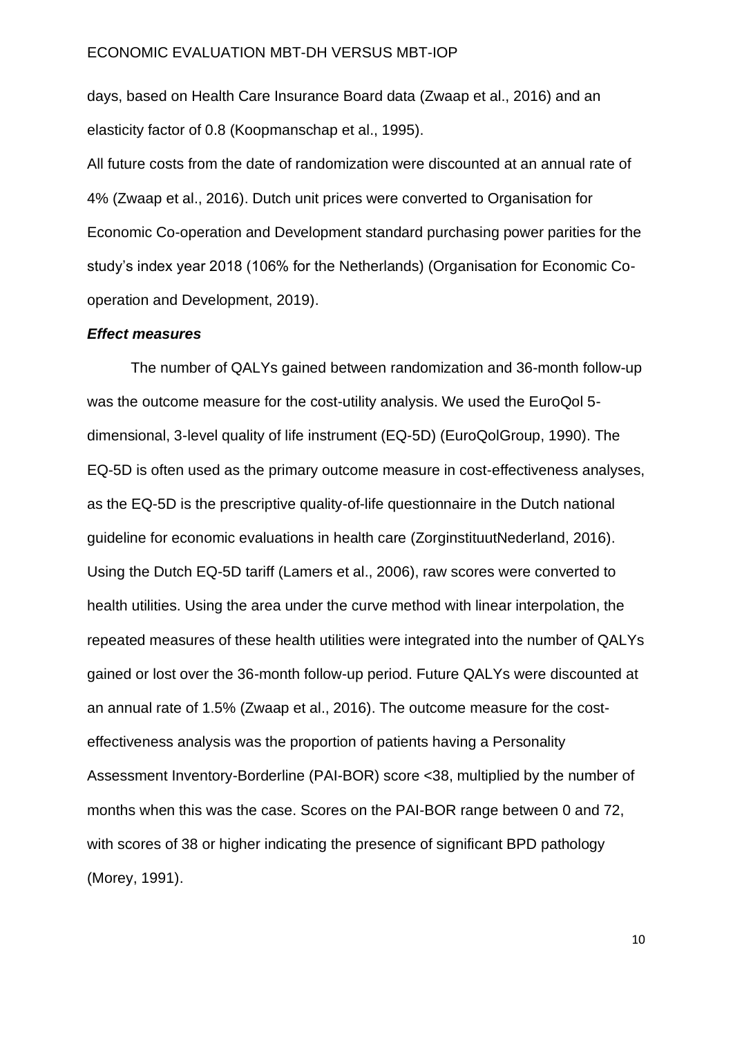days, based on Health Care Insurance Board data (Zwaap et al., 2016) and an elasticity factor of 0.8 (Koopmanschap et al., 1995).

All future costs from the date of randomization were discounted at an annual rate of 4% (Zwaap et al., 2016). Dutch unit prices were converted to Organisation for Economic Co-operation and Development standard purchasing power parities for the study's index year 2018 (106% for the Netherlands) (Organisation for Economic Co-operation and Development, 2019).

### *Effect measures*

The number of QALYs gained between randomization and 36-month follow-up was the outcome measure for the cost-utility analysis. We used the EuroQol 5-dimensional, 3-level quality of life instrument (EQ-5D) (EuroQolGroup, 1990). The EQ-5D is often used as the primary outcome measure in cost-effectiveness analyses, as the EQ-5D is the prescriptive quality-of-life questionnaire in the Dutch national guideline for economic evaluations in health care (ZorginstituutNederland, 2016). Using the Dutch EQ-5D tariff (Lamers et al., 2006), raw scores were converted to health utilities. Using the area under the curve method with linear interpolation, the repeated measures of these health utilities were integrated into the number of QALYs gained or lost over the 36-month follow-up period. Future QALYs were discounted at an annual rate of 1.5% (Zwaap et al., 2016). The outcome measure for the cost-effectiveness analysis was the proportion of patients having a Personality Assessment Inventory-Borderline (PAI-BOR) score <38, multiplied by the number of months when this was the case. Scores on the PAI-BOR range between 0 and 72, with scores of 38 or higher indicating the presence of significant BPD pathology (Morey, 1991).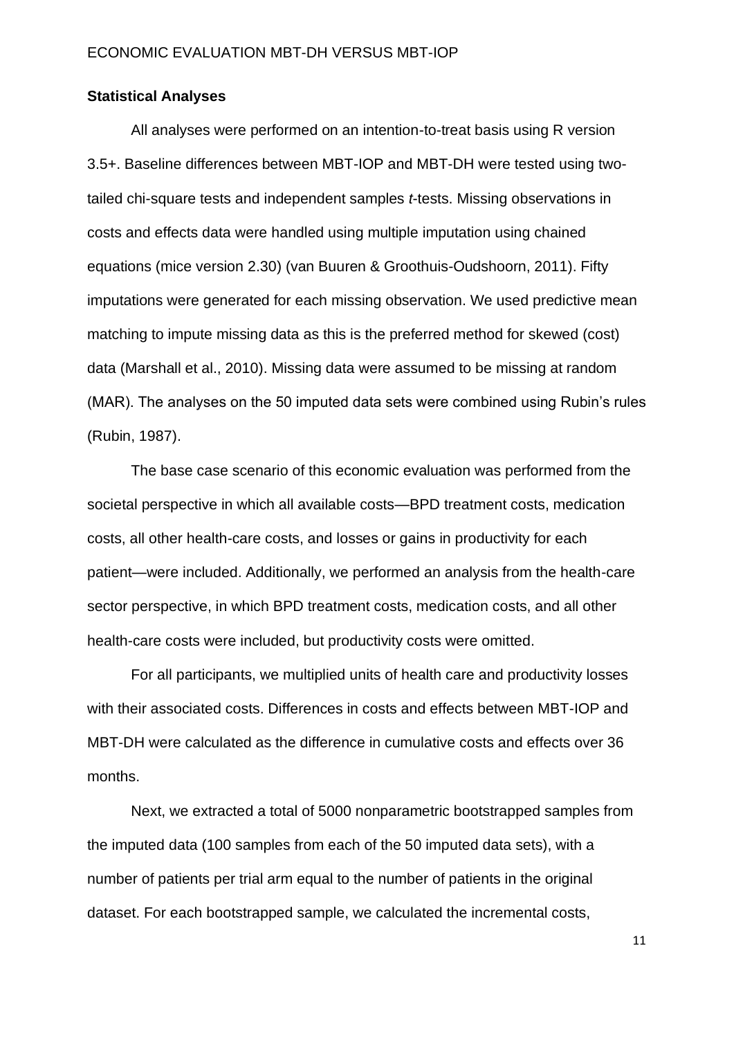**Statistical Analyses**

All analyses were performed on an intention-to-treat basis using R version 3.5+. Baseline differences between MBT-IOP and MBT-DH were tested using two-tailed chi-square tests and independent samples *t*-tests. Missing observations in costs and effects data were handled using multiple imputation using chained equations (mice version 2.30) (van Buuren & Groothuis-Oudshoorn, 2011). Fifty imputations were generated for each missing observation. We used predictive mean matching to impute missing data as this is the preferred method for skewed (cost) data (Marshall et al., 2010). Missing data were assumed to be missing at random (MAR). The analyses on the 50 imputed data sets were combined using Rubin's rules (Rubin, 1987).

The base case scenario of this economic evaluation was performed from the societal perspective in which all available costs—BPD treatment costs, medication costs, all other health-care costs, and losses or gains in productivity for each patient—were included. Additionally, we performed an analysis from the health-care sector perspective, in which BPD treatment costs, medication costs, and all other health-care costs were included, but productivity costs were omitted.

For all participants, we multiplied units of health care and productivity losses with their associated costs. Differences in costs and effects between MBT-IOP and MBT-DH were calculated as the difference in cumulative costs and effects over 36 months.

Next, we extracted a total of 5000 nonparametric bootstrapped samples from the imputed data (100 samples from each of the 50 imputed data sets), with a number of patients per trial arm equal to the number of patients in the original dataset. For each bootstrapped sample, we calculated the incremental costs,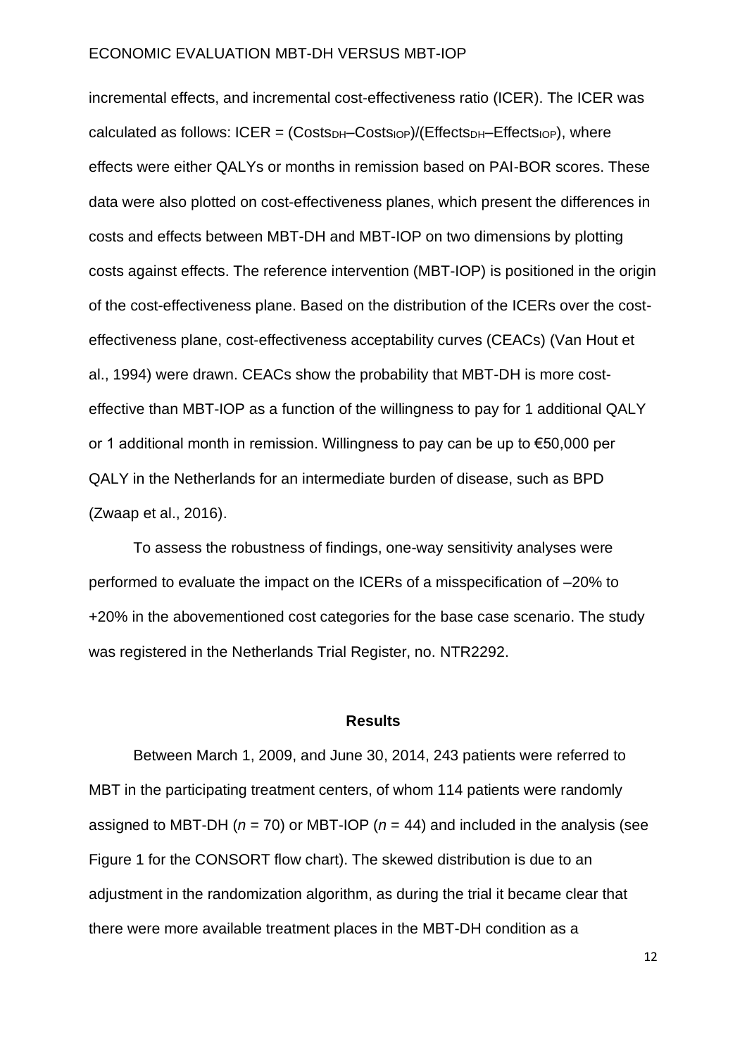incremental effects, and incremental cost-effectiveness ratio (ICER). The ICER was calculated as follows: $ICER = (Costs_{DH}–Costs_{IOP})/(Effects_{DH}–Effects_{IOP})$, where effects were either QALYs or months in remission based on PAI-BOR scores. These data were also plotted on cost-effectiveness planes, which present the differences in costs and effects between MBT-DH and MBT-IOP on two dimensions by plotting costs against effects. The reference intervention (MBT-IOP) is positioned in the origin of the cost-effectiveness plane. Based on the distribution of the ICERs over the cost-effectiveness plane, cost-effectiveness acceptability curves (CEACs) (Van Hout et al., 1994) were drawn. CEACs show the probability that MBT-DH is more cost-effective than MBT-IOP as a function of the willingness to pay for 1 additional QALY or 1 additional month in remission. Willingness to pay can be up to €50,000 per QALY in the Netherlands for an intermediate burden of disease, such as BPD (Zwaap et al., 2016).

To assess the robustness of findings, one-way sensitivity analyses were performed to evaluate the impact on the ICERs of a misspecification of –20% to +20% in the abovementioned cost categories for the base case scenario. The study was registered in the Netherlands Trial Register, no. NTR2292.

## Results

Between March 1, 2009, and June 30, 2014, 243 patients were referred to MBT in the participating treatment centers, of whom 114 patients were randomly assigned to MBT-DH ($n$ = 70) or MBT-IOP ($n$ = 44) and included in the analysis (see Figure 1 for the CONSORT flow chart). The skewed distribution is due to an adjustment in the randomization algorithm, as during the trial it became clear that there were more available treatment places in the MBT-DH condition as a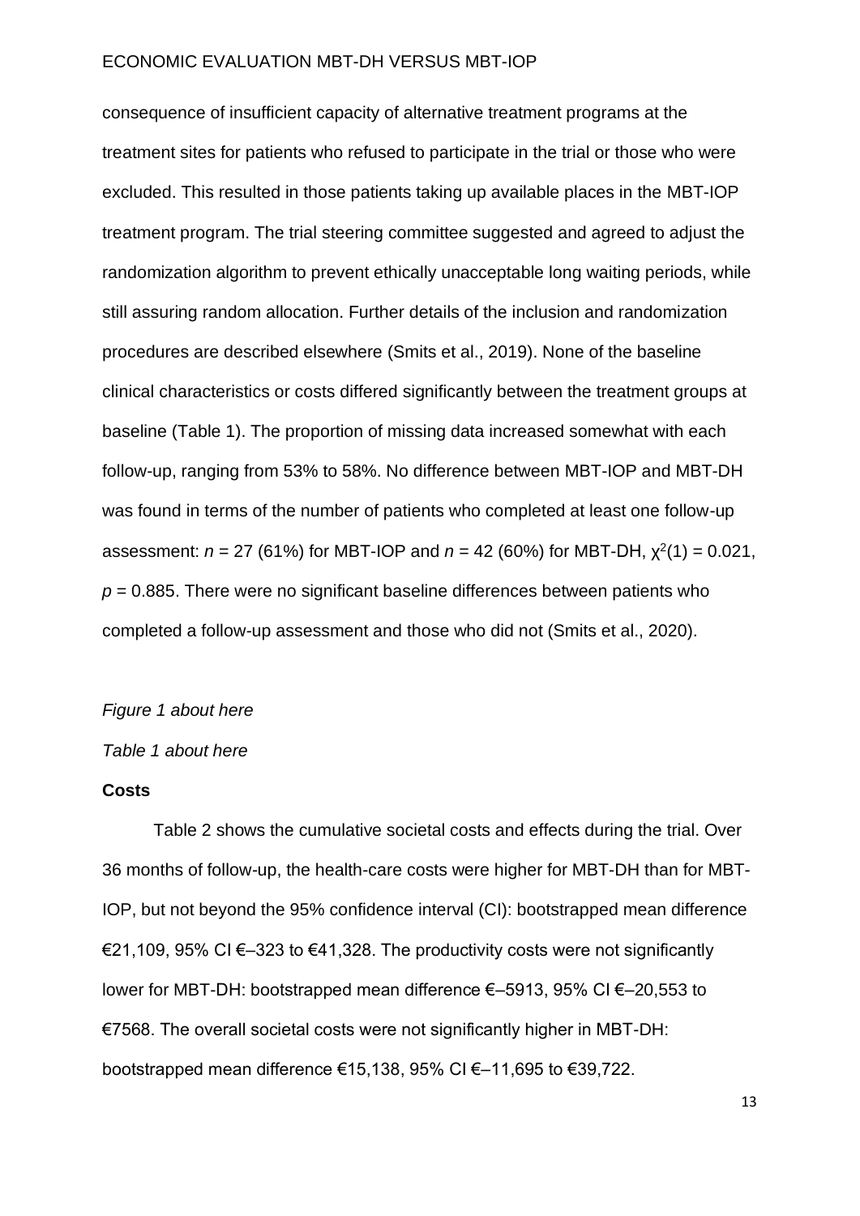consequence of insufficient capacity of alternative treatment programs at the treatment sites for patients who refused to participate in the trial or those who were excluded. This resulted in those patients taking up available places in the MBT-IOP treatment program. The trial steering committee suggested and agreed to adjust the randomization algorithm to prevent ethically unacceptable long waiting periods, while still assuring random allocation. Further details of the inclusion and randomization procedures are described elsewhere (Smits et al., 2019). None of the baseline clinical characteristics or costs differed significantly between the treatment groups at baseline (Table 1). The proportion of missing data increased somewhat with each follow-up, ranging from 53% to 58%. No difference between MBT-IOP and MBT-DH was found in terms of the number of patients who completed at least one follow-up assessment: $n = 27$ (61%) for MBT-IOP and $n = 42$ (60%) for MBT-DH, $\chi^2(1) = 0.021$, $p = 0.885$. There were no significant baseline differences between patients who completed a follow-up assessment and those who did not (Smits et al., 2020).

*Figure 1 about here*

*Table 1 about here*

**Costs**

Table 2 shows the cumulative societal costs and effects during the trial. Over 36 months of follow-up, the health-care costs were higher for MBT-DH than for MBT-IOP, but not beyond the 95% confidence interval (CI): bootstrapped mean difference €21,109, 95% CI €–323 to €41,328. The productivity costs were not significantly lower for MBT-DH: bootstrapped mean difference €–5913, 95% CI €–20,553 to €7568. The overall societal costs were not significantly higher in MBT-DH: bootstrapped mean difference €15,138, 95% CI €–11,695 to €39,722.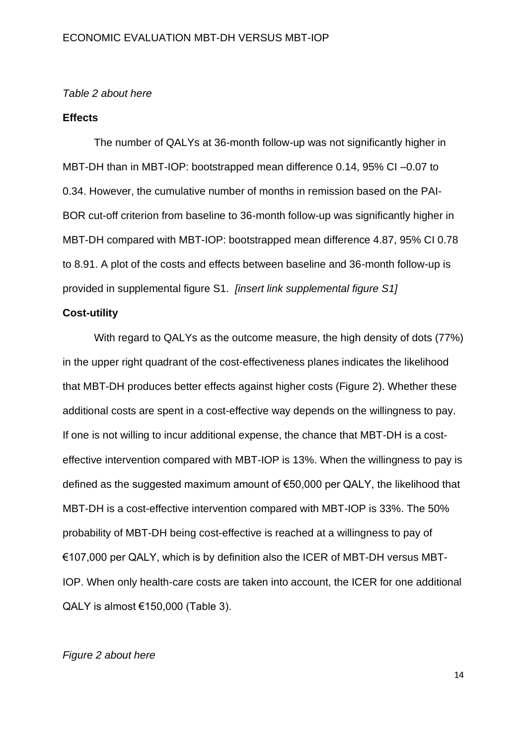*Table 2 about here*

**Effects**

The number of QALYs at 36-month follow-up was not significantly higher in MBT-DH than in MBT-IOP: bootstrapped mean difference 0.14, 95% CI –0.07 to 0.34. However, the cumulative number of months in remission based on the PAI-BOR cut-off criterion from baseline to 36-month follow-up was significantly higher in MBT-DH compared with MBT-IOP: bootstrapped mean difference 4.87, 95% CI 0.78 to 8.91. A plot of the costs and effects between baseline and 36-month follow-up is provided in supplemental figure S1. *[insert link supplemental figure S1]*

**Cost-utility**

With regard to QALYs as the outcome measure, the high density of dots (77%) in the upper right quadrant of the cost-effectiveness planes indicates the likelihood that MBT-DH produces better effects against higher costs (Figure 2). Whether these additional costs are spent in a cost-effective way depends on the willingness to pay. If one is not willing to incur additional expense, the chance that MBT-DH is a cost-effective intervention compared with MBT-IOP is 13%. When the willingness to pay is defined as the suggested maximum amount of €50,000 per QALY, the likelihood that MBT-DH is a cost-effective intervention compared with MBT-IOP is 33%. The 50% probability of MBT-DH being cost-effective is reached at a willingness to pay of €107,000 per QALY, which is by definition also the ICER of MBT-DH versus MBT-IOP. When only health-care costs are taken into account, the ICER for one additional QALY is almost €150,000 (Table 3).

*Figure 2 about here*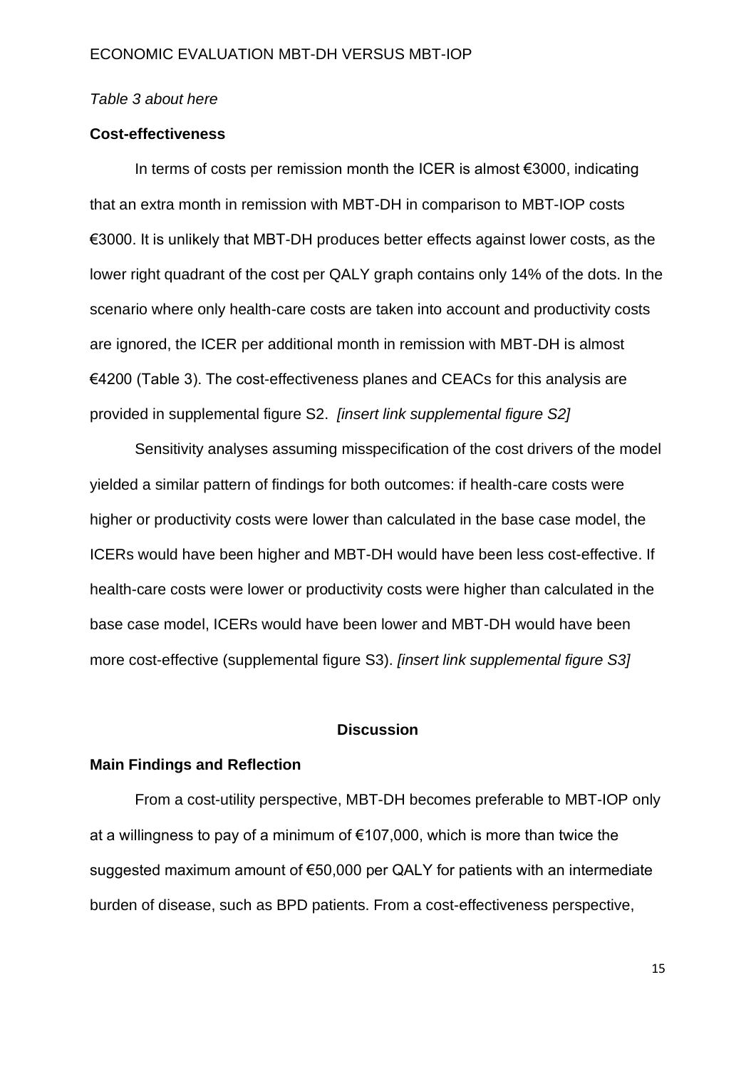*Table 3 about here*

**Cost-effectiveness**

In terms of costs per remission month the ICER is almost €3000, indicating that an extra month in remission with MBT-DH in comparison to MBT-IOP costs €3000. It is unlikely that MBT-DH produces better effects against lower costs, as the lower right quadrant of the cost per QALY graph contains only 14% of the dots. In the scenario where only health-care costs are taken into account and productivity costs are ignored, the ICER per additional month in remission with MBT-DH is almost €4200 (Table 3). The cost-effectiveness planes and CEACs for this analysis are provided in supplemental figure S2. *[insert link supplemental figure S2]*

Sensitivity analyses assuming misspecification of the cost drivers of the model yielded a similar pattern of findings for both outcomes: if health-care costs were higher or productivity costs were lower than calculated in the base case model, the ICERs would have been higher and MBT-DH would have been less cost-effective. If health-care costs were lower or productivity costs were higher than calculated in the base case model, ICERs would have been lower and MBT-DH would have been more cost-effective (supplemental figure S3). *[insert link supplemental figure S3]*

## Discussion

**Main Findings and Reflection**

From a cost-utility perspective, MBT-DH becomes preferable to MBT-IOP only at a willingness to pay of a minimum of €107,000, which is more than twice the suggested maximum amount of €50,000 per QALY for patients with an intermediate burden of disease, such as BPD patients. From a cost-effectiveness perspective,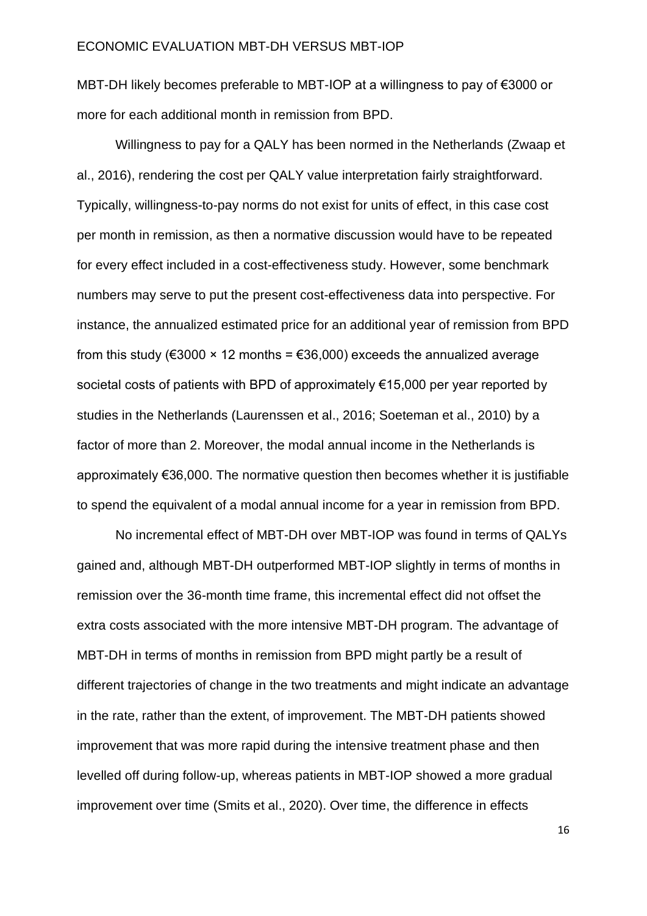MBT-DH likely becomes preferable to MBT-IOP at a willingness to pay of €3000 or more for each additional month in remission from BPD.

Willingness to pay for a QALY has been normed in the Netherlands (Zwaap et al., 2016), rendering the cost per QALY value interpretation fairly straightforward. Typically, willingness-to-pay norms do not exist for units of effect, in this case cost per month in remission, as then a normative discussion would have to be repeated for every effect included in a cost-effectiveness study. However, some benchmark numbers may serve to put the present cost-effectiveness data into perspective. For instance, the annualized estimated price for an additional year of remission from BPD from this study (€3000 × 12 months = €36,000) exceeds the annualized average societal costs of patients with BPD of approximately €15,000 per year reported by studies in the Netherlands (Laurenssen et al., 2016; Soeteman et al., 2010) by a factor of more than 2. Moreover, the modal annual income in the Netherlands is approximately €36,000. The normative question then becomes whether it is justifiable to spend the equivalent of a modal annual income for a year in remission from BPD.

No incremental effect of MBT-DH over MBT-IOP was found in terms of QALYs gained and, although MBT-DH outperformed MBT-IOP slightly in terms of months in remission over the 36-month time frame, this incremental effect did not offset the extra costs associated with the more intensive MBT-DH program. The advantage of MBT-DH in terms of months in remission from BPD might partly be a result of different trajectories of change in the two treatments and might indicate an advantage in the rate, rather than the extent, of improvement. The MBT-DH patients showed improvement that was more rapid during the intensive treatment phase and then levelled off during follow-up, whereas patients in MBT-IOP showed a more gradual improvement over time (Smits et al., 2020). Over time, the difference in effects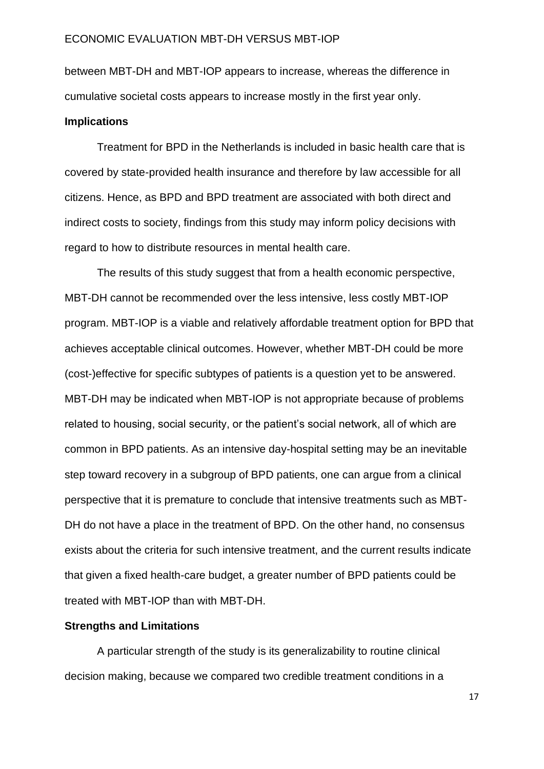between MBT-DH and MBT-IOP appears to increase, whereas the difference in cumulative societal costs appears to increase mostly in the first year only.

**Implications**

Treatment for BPD in the Netherlands is included in basic health care that is covered by state-provided health insurance and therefore by law accessible for all citizens. Hence, as BPD and BPD treatment are associated with both direct and indirect costs to society, findings from this study may inform policy decisions with regard to how to distribute resources in mental health care.

The results of this study suggest that from a health economic perspective, MBT-DH cannot be recommended over the less intensive, less costly MBT-IOP program. MBT-IOP is a viable and relatively affordable treatment option for BPD that achieves acceptable clinical outcomes. However, whether MBT-DH could be more (cost-)effective for specific subtypes of patients is a question yet to be answered. MBT-DH may be indicated when MBT-IOP is not appropriate because of problems related to housing, social security, or the patient's social network, all of which are common in BPD patients. As an intensive day-hospital setting may be an inevitable step toward recovery in a subgroup of BPD patients, one can argue from a clinical perspective that it is premature to conclude that intensive treatments such as MBT-DH do not have a place in the treatment of BPD. On the other hand, no consensus exists about the criteria for such intensive treatment, and the current results indicate that given a fixed health-care budget, a greater number of BPD patients could be treated with MBT-IOP than with MBT-DH.

**Strengths and Limitations**

A particular strength of the study is its generalizability to routine clinical decision making, because we compared two credible treatment conditions in a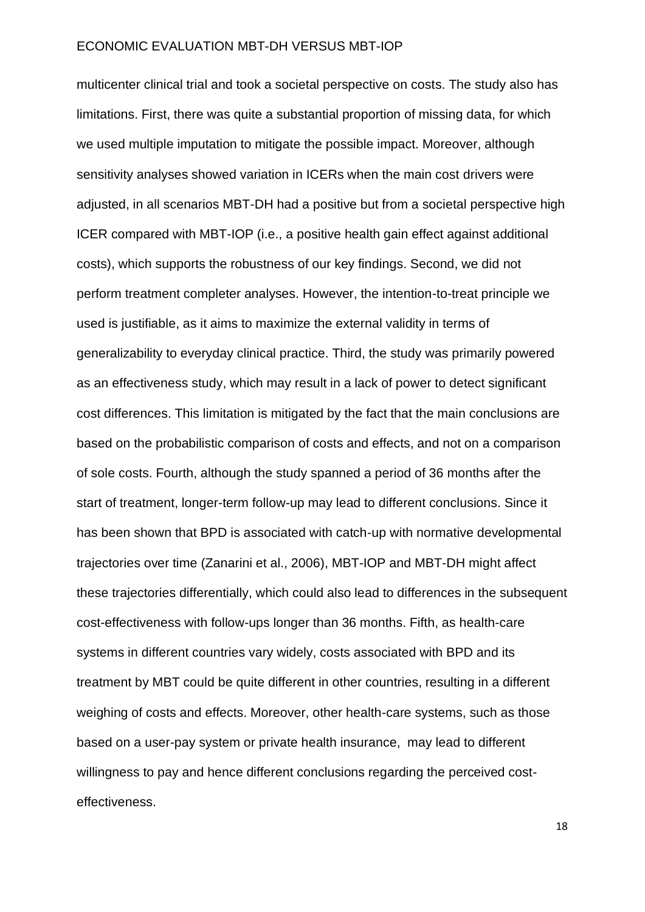multicenter clinical trial and took a societal perspective on costs. The study also has limitations. First, there was quite a substantial proportion of missing data, for which we used multiple imputation to mitigate the possible impact. Moreover, although sensitivity analyses showed variation in ICERs when the main cost drivers were adjusted, in all scenarios MBT-DH had a positive but from a societal perspective high ICER compared with MBT-IOP (i.e., a positive health gain effect against additional costs), which supports the robustness of our key findings. Second, we did not perform treatment completer analyses. However, the intention-to-treat principle we used is justifiable, as it aims to maximize the external validity in terms of generalizability to everyday clinical practice. Third, the study was primarily powered as an effectiveness study, which may result in a lack of power to detect significant cost differences. This limitation is mitigated by the fact that the main conclusions are based on the probabilistic comparison of costs and effects, and not on a comparison of sole costs. Fourth, although the study spanned a period of 36 months after the start of treatment, longer-term follow-up may lead to different conclusions. Since it has been shown that BPD is associated with catch-up with normative developmental trajectories over time (Zanarini et al., 2006), MBT-IOP and MBT-DH might affect these trajectories differentially, which could also lead to differences in the subsequent cost-effectiveness with follow-ups longer than 36 months. Fifth, as health-care systems in different countries vary widely, costs associated with BPD and its treatment by MBT could be quite different in other countries, resulting in a different weighing of costs and effects. Moreover, other health-care systems, such as those based on a user-pay system or private health insurance, may lead to different willingness to pay and hence different conclusions regarding the perceived cost-effectiveness.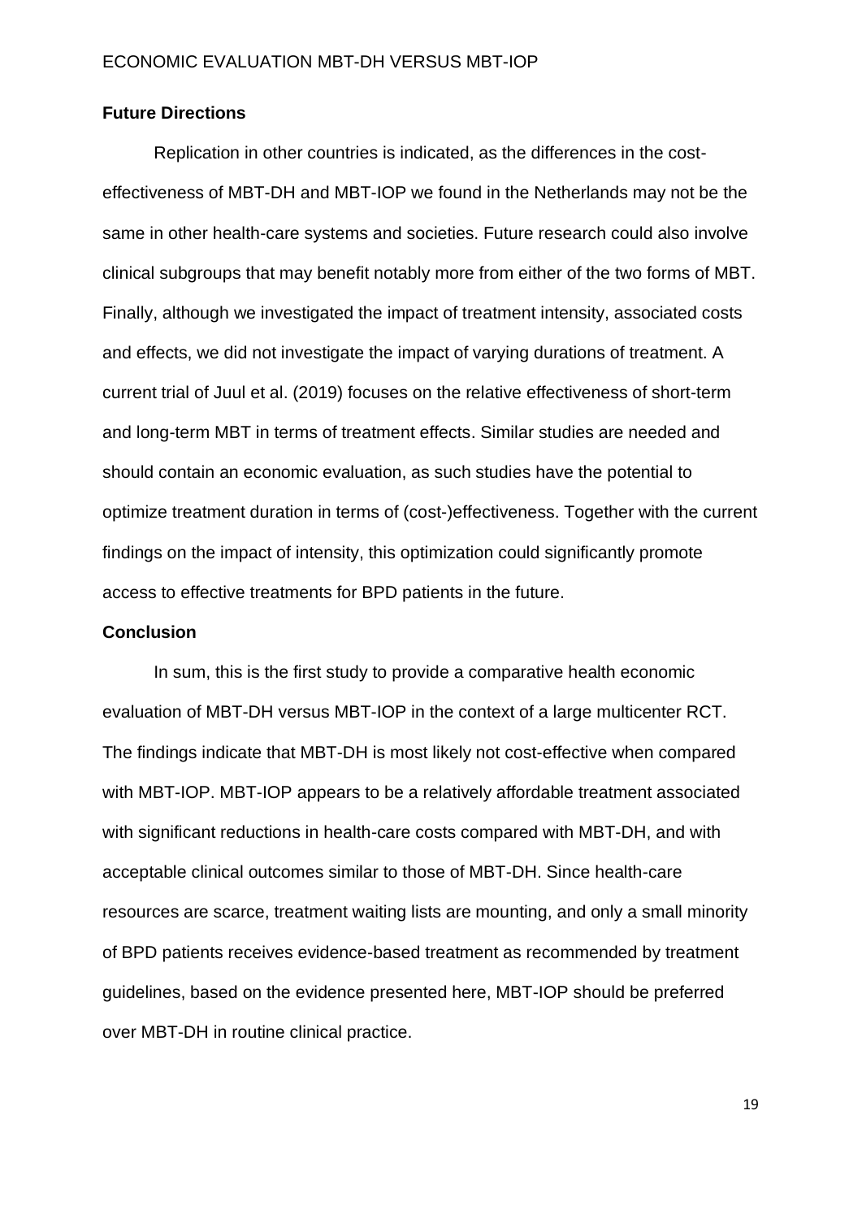## Future Directions

Replication in other countries is indicated, as the differences in the cost-effectiveness of MBT-DH and MBT-IOP we found in the Netherlands may not be the same in other health-care systems and societies. Future research could also involve clinical subgroups that may benefit notably more from either of the two forms of MBT. Finally, although we investigated the impact of treatment intensity, associated costs and effects, we did not investigate the impact of varying durations of treatment. A current trial of Juul et al. (2019) focuses on the relative effectiveness of short-term and long-term MBT in terms of treatment effects. Similar studies are needed and should contain an economic evaluation, as such studies have the potential to optimize treatment duration in terms of (cost-)effectiveness. Together with the current findings on the impact of intensity, this optimization could significantly promote access to effective treatments for BPD patients in the future.

## Conclusion

In sum, this is the first study to provide a comparative health economic evaluation of MBT-DH versus MBT-IOP in the context of a large multicenter RCT. The findings indicate that MBT-DH is most likely not cost-effective when compared with MBT-IOP. MBT-IOP appears to be a relatively affordable treatment associated with significant reductions in health-care costs compared with MBT-DH, and with acceptable clinical outcomes similar to those of MBT-DH. Since health-care resources are scarce, treatment waiting lists are mounting, and only a small minority of BPD patients receives evidence-based treatment as recommended by treatment guidelines, based on the evidence presented here, MBT-IOP should be preferred over MBT-DH in routine clinical practice.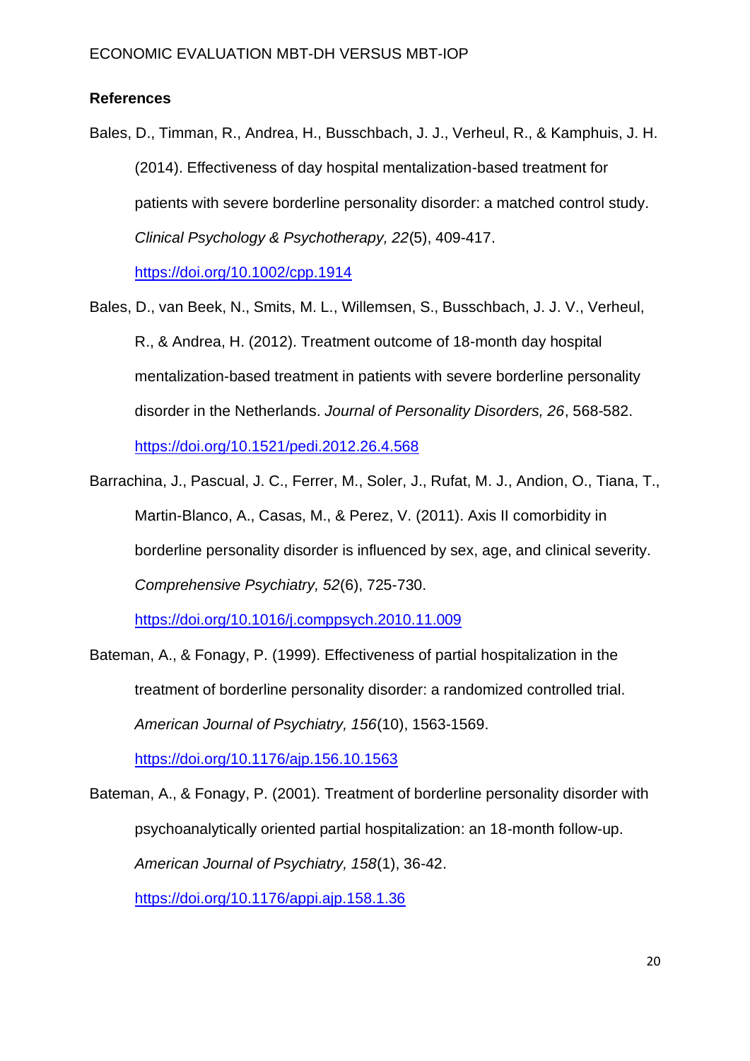**References**

Bales, D., Timman, R., Andrea, H., Busschbach, J. J., Verheul, R., & Kamphuis, J. H. (2014). Effectiveness of day hospital mentalization-based treatment for patients with severe borderline personality disorder: a matched control study. *Clinical Psychology & Psychotherapy, 22*(5), 409-417. https://doi.org/10.1002/cpp.1914

Bales, D., van Beek, N., Smits, M. L., Willemsen, S., Busschbach, J. J. V., Verheul, R., & Andrea, H. (2012). Treatment outcome of 18-month day hospital mentalization-based treatment in patients with severe borderline personality disorder in the Netherlands. *Journal of Personality Disorders, 26*, 568-582. https://doi.org/10.1521/pedi.2012.26.4.568

Barrachina, J., Pascual, J. C., Ferrer, M., Soler, J., Rufat, M. J., Andion, O., Tiana, T., Martin-Blanco, A., Casas, M., & Perez, V. (2011). Axis II comorbidity in borderline personality disorder is influenced by sex, age, and clinical severity. *Comprehensive Psychiatry, 52*(6), 725-730. https://doi.org/10.1016/j.comppsych.2010.11.009

Bateman, A., & Fonagy, P. (1999). Effectiveness of partial hospitalization in the treatment of borderline personality disorder: a randomized controlled trial. *American Journal of Psychiatry, 156*(10), 1563-1569. https://doi.org/10.1176/ajp.156.10.1563

Bateman, A., & Fonagy, P. (2001). Treatment of borderline personality disorder with psychoanalytically oriented partial hospitalization: an 18-month follow-up. *American Journal of Psychiatry, 158*(1), 36-42. https://doi.org/10.1176/appi.ajp.158.1.36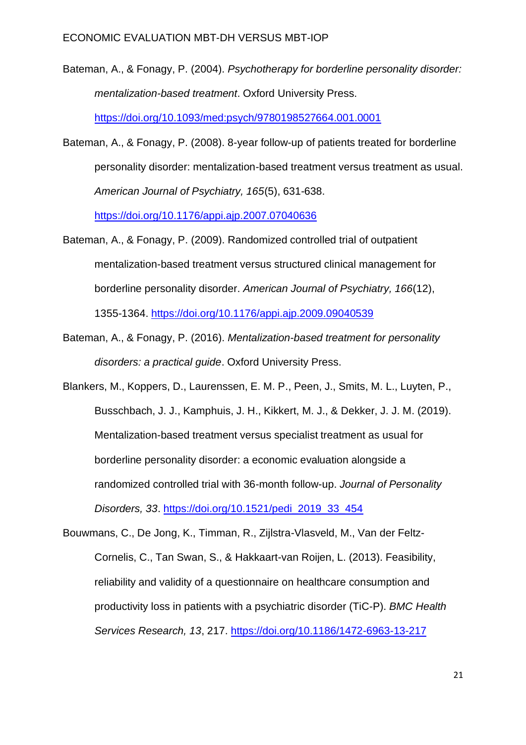Bateman, A., & Fonagy, P. (2004). *Psychotherapy for borderline personality disorder: mentalization-based treatment*. Oxford University Press. https://doi.org/10.1093/med:psych/9780198527664.001.0001

Bateman, A., & Fonagy, P. (2008). 8-year follow-up of patients treated for borderline personality disorder: mentalization-based treatment versus treatment as usual. *American Journal of Psychiatry, 165*(5), 631-638. https://doi.org/10.1176/appi.ajp.2007.07040636

Bateman, A., & Fonagy, P. (2009). Randomized controlled trial of outpatient mentalization-based treatment versus structured clinical management for borderline personality disorder. *American Journal of Psychiatry, 166*(12), 1355-1364. https://doi.org/10.1176/appi.ajp.2009.09040539

Bateman, A., & Fonagy, P. (2016). *Mentalization-based treatment for personality disorders: a practical guide*. Oxford University Press.

Blankers, M., Koppers, D., Laurenssen, E. M. P., Peen, J., Smits, M. L., Luyten, P., Busschbach, J. J., Kamphuis, J. H., Kikkert, M. J., & Dekker, J. J. M. (2019). Mentalization-based treatment versus specialist treatment as usual for borderline personality disorder: a economic evaluation alongside a randomized controlled trial with 36-month follow-up. *Journal of Personality Disorders, 33*. https://doi.org/10.1521/pedi_2019_33_454

Bouwmans, C., De Jong, K., Timman, R., Zijlstra-Vlasveld, M., Van der Feltz-Cornelis, C., Tan Swan, S., & Hakkaart-van Roijen, L. (2013). Feasibility, reliability and validity of a questionnaire on healthcare consumption and productivity loss in patients with a psychiatric disorder (TiC-P). *BMC Health Services Research, 13*, 217. https://doi.org/10.1186/1472-6963-13-217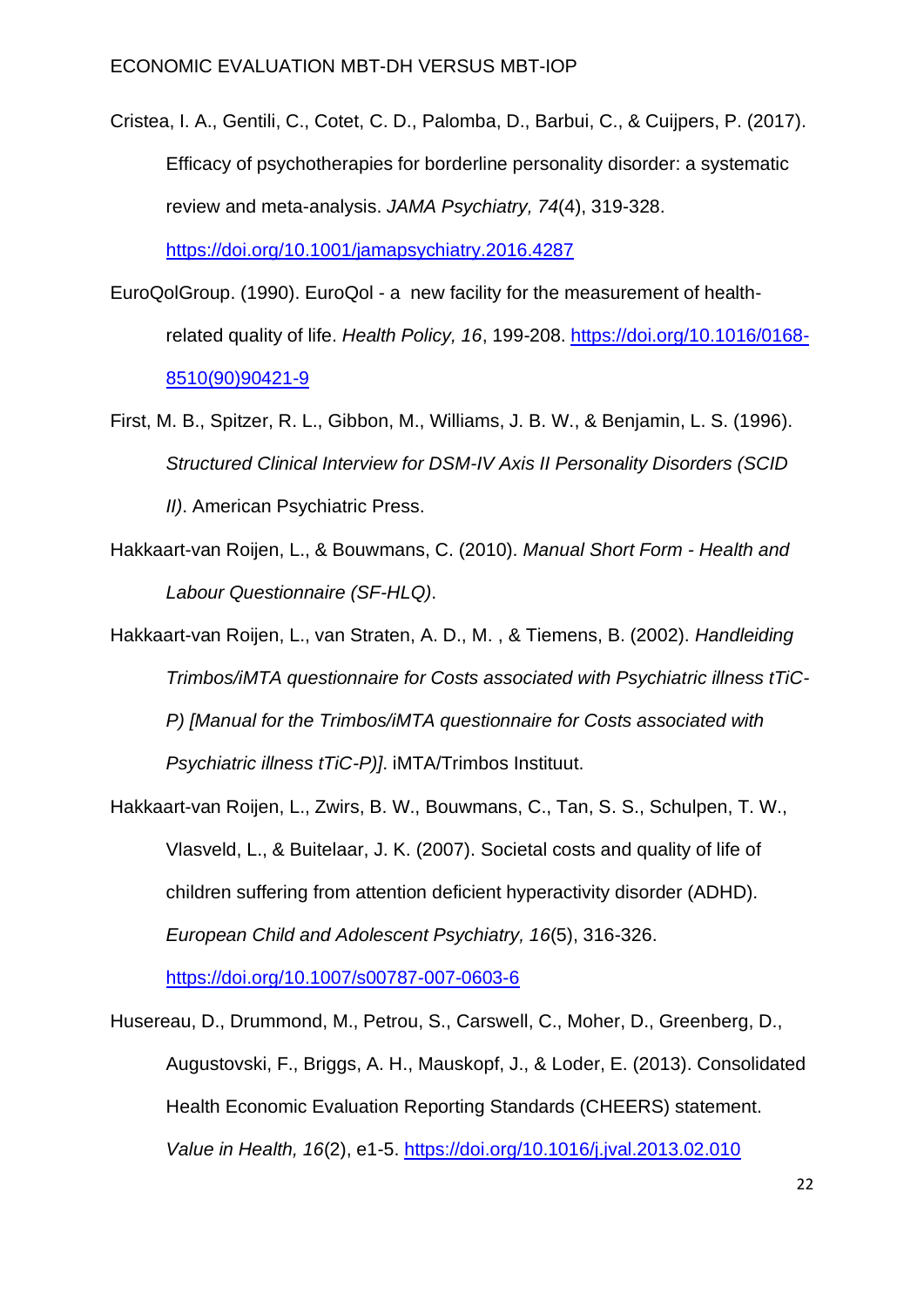Cristea, I. A., Gentili, C., Cotet, C. D., Palomba, D., Barbui, C., & Cuijpers, P. (2017). Efficacy of psychotherapies for borderline personality disorder: a systematic review and meta-analysis. *JAMA Psychiatry, 74*(4), 319-328. https://doi.org/10.1001/jamapsychiatry.2016.4287

EuroQolGroup. (1990). EuroQol - a new facility for the measurement of health-related quality of life. *Health Policy, 16*, 199-208. https://doi.org/10.1016/0168-8510(90)90421-9

First, M. B., Spitzer, R. L., Gibbon, M., Williams, J. B. W., & Benjamin, L. S. (1996). *Structured Clinical Interview for DSM-IV Axis II Personality Disorders (SCID II)*. American Psychiatric Press.

Hakkaart-van Roijen, L., & Bouwmans, C. (2010). *Manual Short Form - Health and Labour Questionnaire (SF-HLQ)*.

Hakkaart-van Roijen, L., van Straten, A. D., M. , & Tiemens, B. (2002). *Handleiding Trimbos/iMTA questionnaire for Costs associated with Psychiatric illness tTiC-P) [Manual for the Trimbos/iMTA questionnaire for Costs associated with Psychiatric illness tTiC-P)].* iMTA/Trimbos Instituut.

Hakkaart-van Roijen, L., Zwirs, B. W., Bouwmans, C., Tan, S. S., Schulpen, T. W., Vlasveld, L., & Buitelaar, J. K. (2007). Societal costs and quality of life of children suffering from attention deficient hyperactivity disorder (ADHD). *European Child and Adolescent Psychiatry, 16*(5), 316-326. https://doi.org/10.1007/s00787-007-0603-6

Husereau, D., Drummond, M., Petrou, S., Carswell, C., Moher, D., Greenberg, D., Augustovski, F., Briggs, A. H., Mauskopf, J., & Loder, E. (2013). Consolidated Health Economic Evaluation Reporting Standards (CHEERS) statement. *Value in Health, 16*(2), e1-5. https://doi.org/10.1016/j.jval.2013.02.010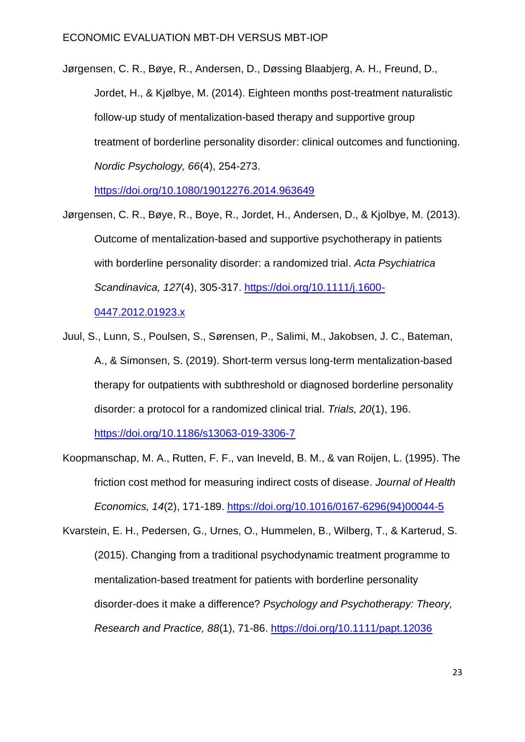Jørgensen, C. R., Bøye, R., Andersen, D., Døssing Blaabjerg, A. H., Freund, D., Jordet, H., & Kjølbye, M. (2014). Eighteen months post-treatment naturalistic follow-up study of mentalization-based therapy and supportive group treatment of borderline personality disorder: clinical outcomes and functioning. *Nordic Psychology, 66*(4), 254-273. https://doi.org/10.1080/19012276.2014.963649

Jørgensen, C. R., Bøye, R., Boye, R., Jordet, H., Andersen, D., & Kjolbye, M. (2013). Outcome of mentalization-based and supportive psychotherapy in patients with borderline personality disorder: a randomized trial. *Acta Psychiatrica Scandinavica, 127*(4), 305-317. https://doi.org/10.1111/j.1600-0447.2012.01923.x

Juul, S., Lunn, S., Poulsen, S., Sørensen, P., Salimi, M., Jakobsen, J. C., Bateman, A., & Simonsen, S. (2019). Short-term versus long-term mentalization-based therapy for outpatients with subthreshold or diagnosed borderline personality disorder: a protocol for a randomized clinical trial. *Trials, 20*(1), 196. https://doi.org/10.1186/s13063-019-3306-7

Koopmanschap, M. A., Rutten, F. F., van Ineveld, B. M., & van Roijen, L. (1995). The friction cost method for measuring indirect costs of disease. *Journal of Health Economics, 14*(2), 171-189. https://doi.org/10.1016/0167-6296(94)00044-5

Kvarstein, E. H., Pedersen, G., Urnes, O., Hummelen, B., Wilberg, T., & Karterud, S. (2015). Changing from a traditional psychodynamic treatment programme to mentalization-based treatment for patients with borderline personality disorder-does it make a difference? *Psychology and Psychotherapy: Theory, Research and Practice, 88*(1), 71-86. https://doi.org/10.1111/papt.12036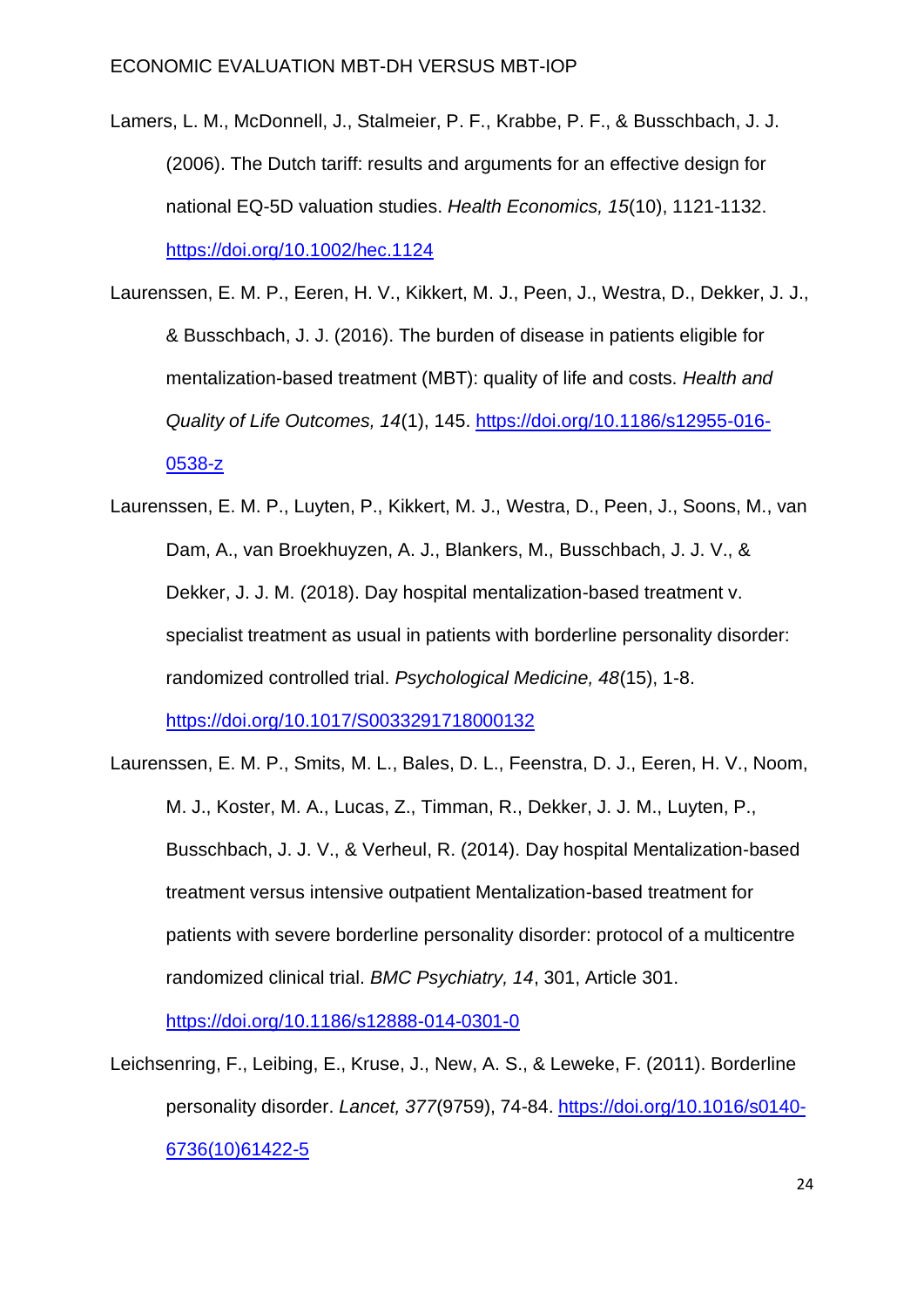Lamers, L. M., McDonnell, J., Stalmeier, P. F., Krabbe, P. F., & Busschbach, J. J. (2006). The Dutch tariff: results and arguments for an effective design for national EQ-5D valuation studies. *Health Economics, 15*(10), 1121-1132. https://doi.org/10.1002/hec.1124

Laurenssen, E. M. P., Eeren, H. V., Kikkert, M. J., Peen, J., Westra, D., Dekker, J. J., & Busschbach, J. J. (2016). The burden of disease in patients eligible for mentalization-based treatment (MBT): quality of life and costs. *Health and Quality of Life Outcomes, 14*(1), 145. https://doi.org/10.1186/s12955-016-0538-z

Laurenssen, E. M. P., Luyten, P., Kikkert, M. J., Westra, D., Peen, J., Soons, M., van Dam, A., van Broekhuyzen, A. J., Blankers, M., Busschbach, J. J. V., & Dekker, J. J. M. (2018). Day hospital mentalization-based treatment v. specialist treatment as usual in patients with borderline personality disorder: randomized controlled trial. *Psychological Medicine, 48*(15), 1-8. https://doi.org/10.1017/S0033291718000132

Laurenssen, E. M. P., Smits, M. L., Bales, D. L., Feenstra, D. J., Eeren, H. V., Noom, M. J., Koster, M. A., Lucas, Z., Timman, R., Dekker, J. J. M., Luyten, P., Busschbach, J. J. V., & Verheul, R. (2014). Day hospital Mentalization-based treatment versus intensive outpatient Mentalization-based treatment for patients with severe borderline personality disorder: protocol of a multicentre randomized clinical trial. *BMC Psychiatry, 14*, 301, Article 301. https://doi.org/10.1186/s12888-014-0301-0

Leichsenring, F., Leibing, E., Kruse, J., New, A. S., & Leweke, F. (2011). Borderline personality disorder. *Lancet, 377*(9759), 74-84. https://doi.org/10.1016/s0140-6736(10)61422-5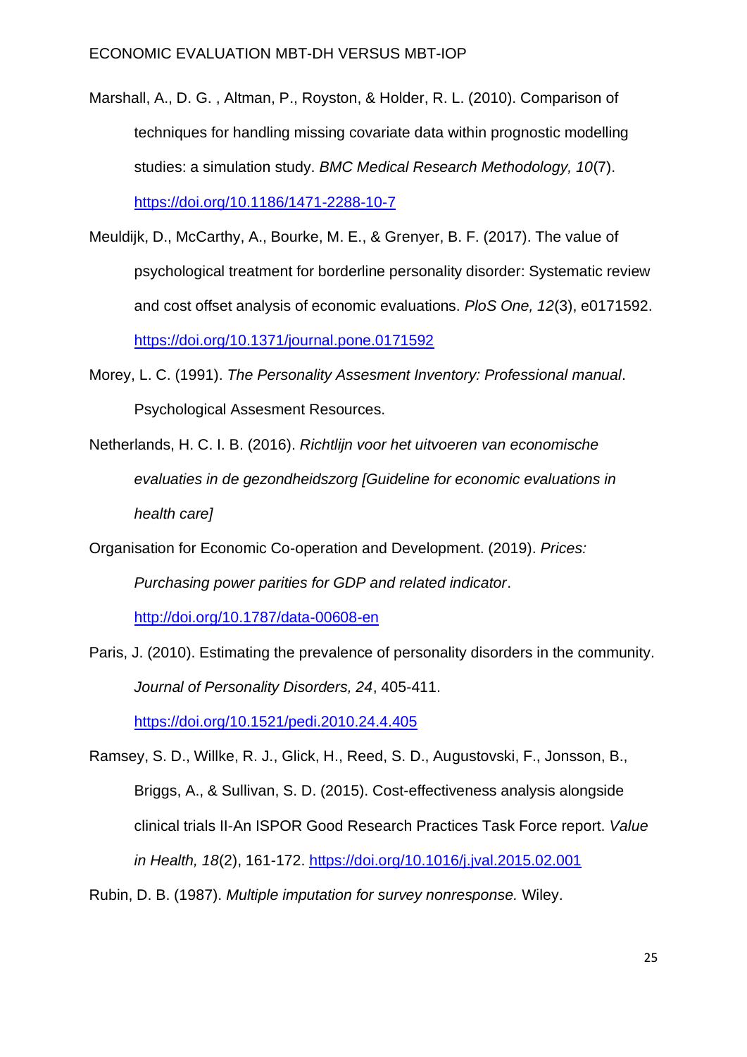Marshall, A., D. G. , Altman, P., Royston, & Holder, R. L. (2010). Comparison of techniques for handling missing covariate data within prognostic modelling studies: a simulation study. *BMC Medical Research Methodology, 10*(7). https://doi.org/10.1186/1471-2288-10-7

Meuldijk, D., McCarthy, A., Bourke, M. E., & Grenyer, B. F. (2017). The value of psychological treatment for borderline personality disorder: Systematic review and cost offset analysis of economic evaluations. *PloS One, 12*(3), e0171592. https://doi.org/10.1371/journal.pone.0171592

Morey, L. C. (1991). *The Personality Assesment Inventory: Professional manual*. Psychological Assesment Resources.

Netherlands, H. C. I. B. (2016). *Richtlijn voor het uitvoeren van economische evaluaties in de gezondheidszorg [Guideline for economic evaluations in health care]*

Organisation for Economic Co-operation and Development. (2019). *Prices: Purchasing power parities for GDP and related indicator*. http://doi.org/10.1787/data-00608-en

Paris, J. (2010). Estimating the prevalence of personality disorders in the community. *Journal of Personality Disorders, 24*, 405-411. https://doi.org/10.1521/pedi.2010.24.4.405

Ramsey, S. D., Willke, R. J., Glick, H., Reed, S. D., Augustovski, F., Jonsson, B., Briggs, A., & Sullivan, S. D. (2015). Cost-effectiveness analysis alongside clinical trials II-An ISPOR Good Research Practices Task Force report. *Value in Health, 18*(2), 161-172. https://doi.org/10.1016/j.jval.2015.02.001

Rubin, D. B. (1987). *Multiple imputation for survey nonresponse.* Wiley.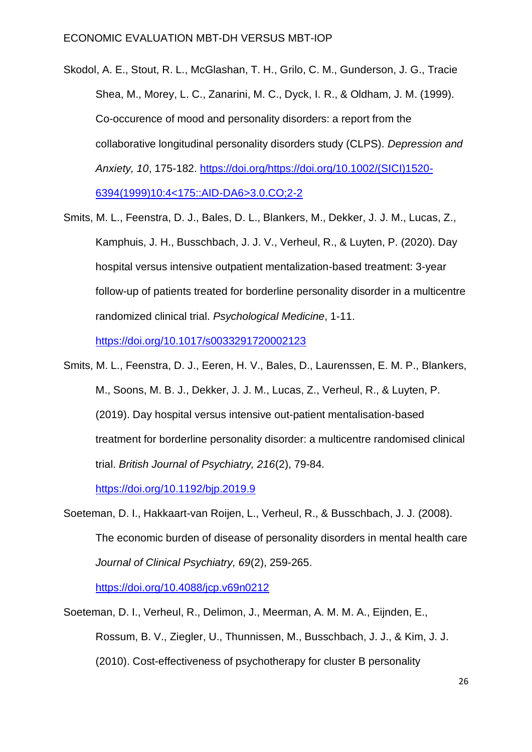Skodol, A. E., Stout, R. L., McGlashan, T. H., Grilo, C. M., Gunderson, J. G., Tracie Shea, M., Morey, L. C., Zanarini, M. C., Dyck, I. R., & Oldham, J. M. (1999). Co-occurence of mood and personality disorders: a report from the collaborative longitudinal personality disorders study (CLPS). *Depression and Anxiety, 10*, 175-182. https://doi.org/https://doi.org/10.1002/(SICI)1520-6394(1999)10:4<175::AID-DA6>3.0.CO;2-2

Smits, M. L., Feenstra, D. J., Bales, D. L., Blankers, M., Dekker, J. J. M., Lucas, Z., Kamphuis, J. H., Busschbach, J. J. V., Verheul, R., & Luyten, P. (2020). Day hospital versus intensive outpatient mentalization-based treatment: 3-year follow-up of patients treated for borderline personality disorder in a multicentre randomized clinical trial. *Psychological Medicine*, 1-11. https://doi.org/10.1017/s0033291720002123

Smits, M. L., Feenstra, D. J., Eeren, H. V., Bales, D., Laurenssen, E. M. P., Blankers, M., Soons, M. B. J., Dekker, J. J. M., Lucas, Z., Verheul, R., & Luyten, P. (2019). Day hospital versus intensive out-patient mentalisation-based treatment for borderline personality disorder: a multicentre randomised clinical trial. *British Journal of Psychiatry, 216*(2), 79-84. https://doi.org/10.1192/bjp.2019.9

Soeteman, D. I., Hakkaart-van Roijen, L., Verheul, R., & Busschbach, J. J. (2008). The economic burden of disease of personality disorders in mental health care *Journal of Clinical Psychiatry, 69*(2), 259-265. https://doi.org/10.4088/jcp.v69n0212

Soeteman, D. I., Verheul, R., Delimon, J., Meerman, A. M. M. A., Eijnden, E., Rossum, B. V., Ziegler, U., Thunnissen, M., Busschbach, J. J., & Kim, J. J. (2010). Cost-effectiveness of psychotherapy for cluster B personality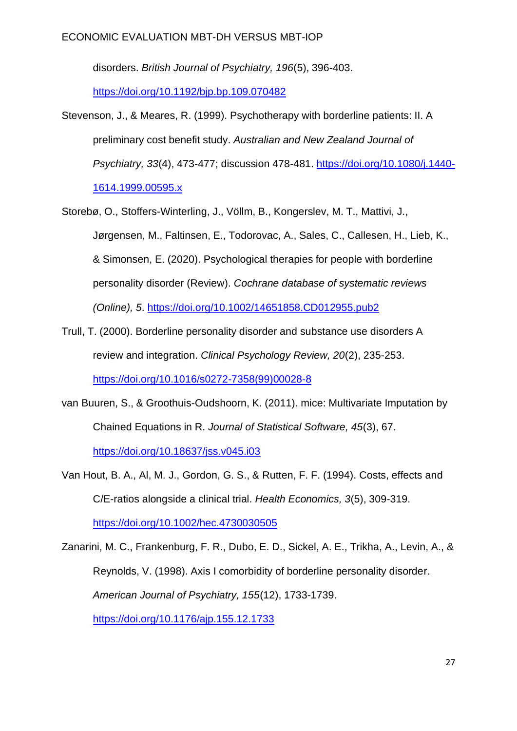disorders. *British Journal of Psychiatry, 196*(5), 396-403. https://doi.org/10.1192/bjp.bp.109.070482

Stevenson, J., & Meares, R. (1999). Psychotherapy with borderline patients: II. A preliminary cost benefit study. *Australian and New Zealand Journal of Psychiatry, 33*(4), 473-477; discussion 478-481. https://doi.org/10.1080/j.1440-1614.1999.00595.x

Storebø, O., Stoffers-Winterling, J., Völlm, B., Kongerslev, M. T., Mattivi, J., Jørgensen, M., Faltinsen, E., Todorovac, A., Sales, C., Callesen, H., Lieb, K., & Simonsen, E. (2020). Psychological therapies for people with borderline personality disorder (Review). *Cochrane database of systematic reviews (Online), 5*. https://doi.org/10.1002/14651858.CD012955.pub2

Trull, T. (2000). Borderline personality disorder and substance use disorders A review and integration. *Clinical Psychology Review, 20*(2), 235-253. https://doi.org/10.1016/s0272-7358(99)00028-8

van Buuren, S., & Groothuis-Oudshoorn, K. (2011). mice: Multivariate Imputation by Chained Equations in R. *Journal of Statistical Software, 45*(3), 67. https://doi.org/10.18637/jss.v045.i03

Van Hout, B. A., Al, M. J., Gordon, G. S., & Rutten, F. F. (1994). Costs, effects and C/E-ratios alongside a clinical trial. *Health Economics, 3*(5), 309-319. https://doi.org/10.1002/hec.4730030505

Zanarini, M. C., Frankenburg, F. R., Dubo, E. D., Sickel, A. E., Trikha, A., Levin, A., & Reynolds, V. (1998). Axis I comorbidity of borderline personality disorder. *American Journal of Psychiatry, 155*(12), 1733-1739. https://doi.org/10.1176/ajp.155.12.1733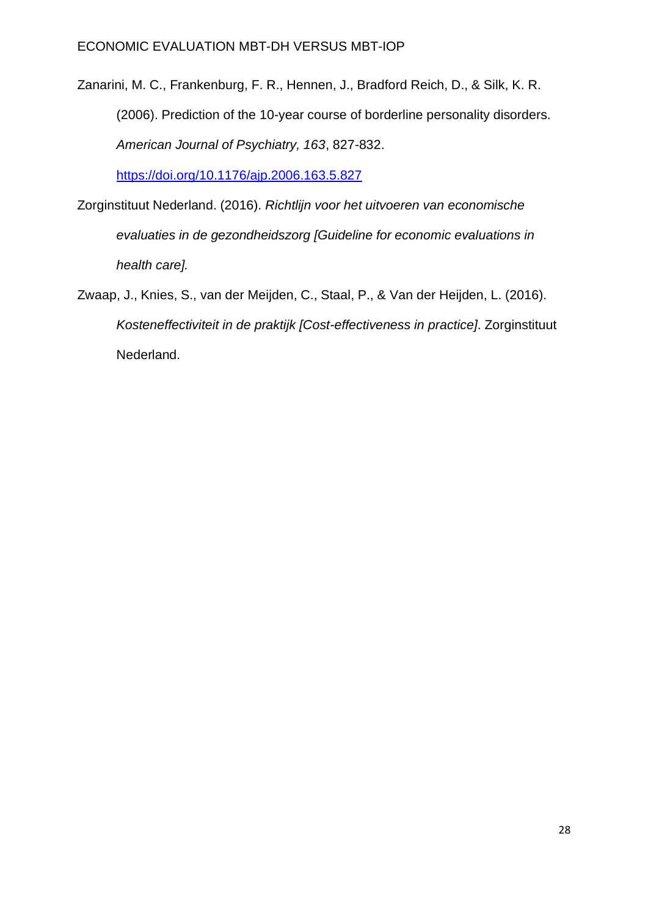Zanarini, M. C., Frankenburg, F. R., Hennen, J., Bradford Reich, D., & Silk, K. R. (2006). Prediction of the 10-year course of borderline personality disorders. *American Journal of Psychiatry, 163*, 827-832. https://doi.org/10.1176/ajp.2006.163.5.827

Zorginstituut Nederland. (2016). *Richtlijn voor het uitvoeren van economische evaluaties in de gezondheidszorg [Guideline for economic evaluations in health care].*

Zwaap, J., Knies, S., van der Meijden, C., Staal, P., & Van der Heijden, L. (2016). *Kosteneffectiviteit in de praktijk [Cost-effectiveness in practice]*. Zorginstituut Nederland.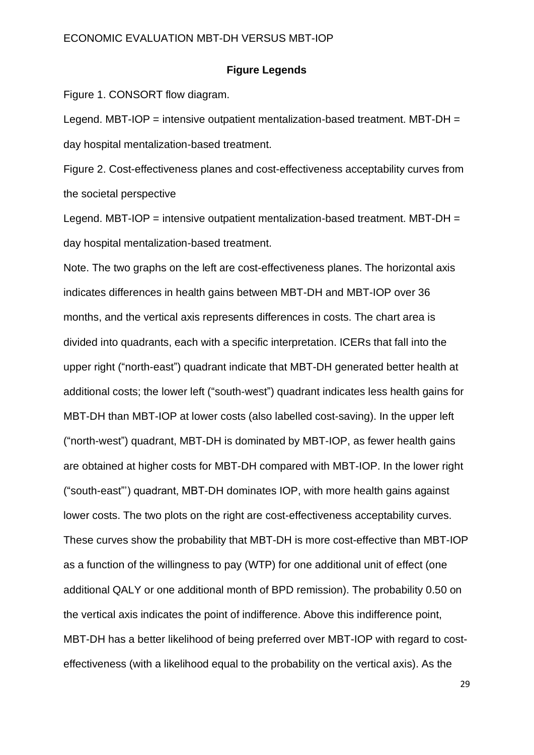## Figure Legends

Figure 1. CONSORT flow diagram.

Legend. MBT-IOP = intensive outpatient mentalization-based treatment. MBT-DH = day hospital mentalization-based treatment.

Figure 2. Cost-effectiveness planes and cost-effectiveness acceptability curves from the societal perspective

Legend. MBT-IOP = intensive outpatient mentalization-based treatment. MBT-DH = day hospital mentalization-based treatment.

Note. The two graphs on the left are cost-effectiveness planes. The horizontal axis indicates differences in health gains between MBT-DH and MBT-IOP over 36 months, and the vertical axis represents differences in costs. The chart area is divided into quadrants, each with a specific interpretation. ICERs that fall into the upper right ("north-east") quadrant indicate that MBT-DH generated better health at additional costs; the lower left ("south-west") quadrant indicates less health gains for MBT-DH than MBT-IOP at lower costs (also labelled cost-saving). In the upper left ("north-west") quadrant, MBT-DH is dominated by MBT-IOP, as fewer health gains are obtained at higher costs for MBT-DH compared with MBT-IOP. In the lower right ("south-east"') quadrant, MBT-DH dominates IOP, with more health gains against lower costs. The two plots on the right are cost-effectiveness acceptability curves. These curves show the probability that MBT-DH is more cost-effective than MBT-IOP as a function of the willingness to pay (WTP) for one additional unit of effect (one additional QALY or one additional month of BPD remission). The probability 0.50 on the vertical axis indicates the point of indifference. Above this indifference point, MBT-DH has a better likelihood of being preferred over MBT-IOP with regard to cost-effectiveness (with a likelihood equal to the probability on the vertical axis). As the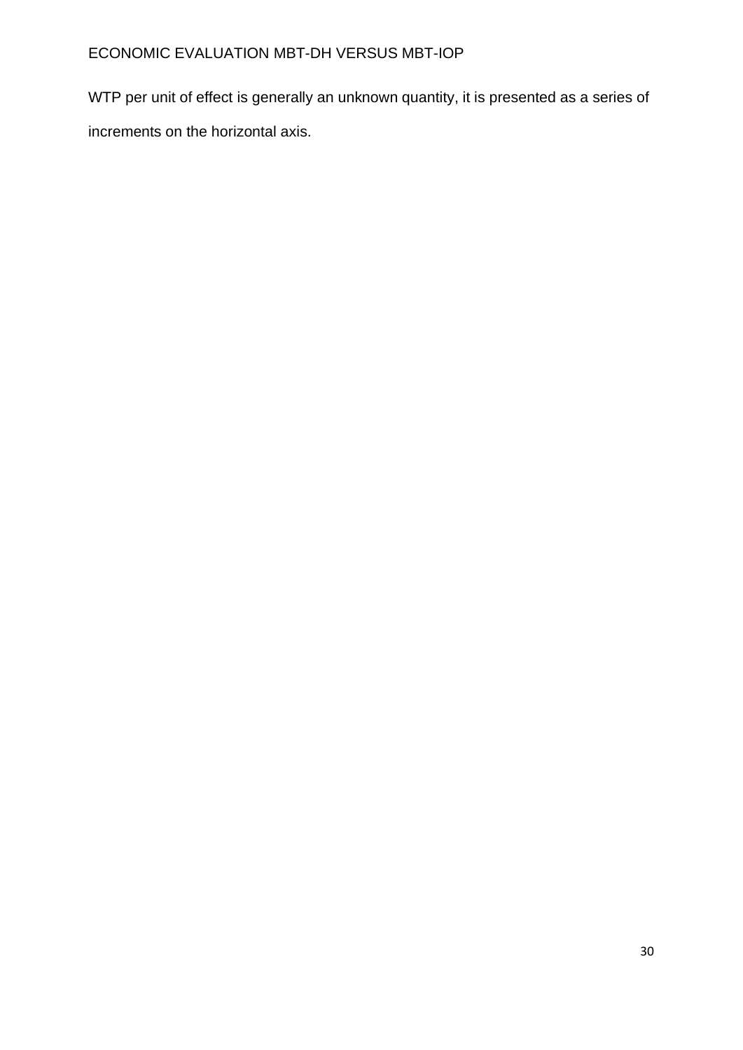WTP per unit of effect is generally an unknown quantity, it is presented as a series of increments on the horizontal axis.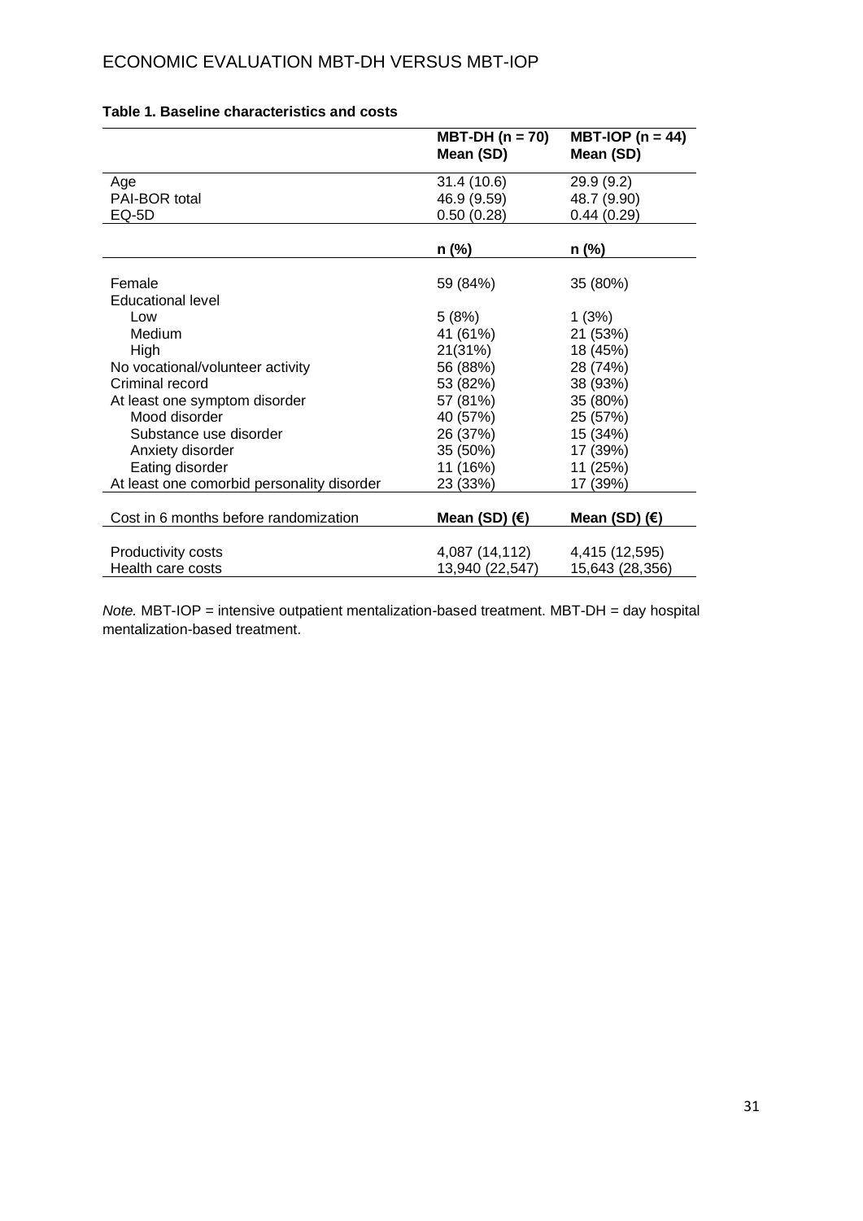**Table 1. Baseline characteristics and costs**

| | MBT-DH (n = 70) Mean (SD) | MBT-IOP (n = 44) Mean (SD) |
|---|---|---|
| Age | 31.4 (10.6) | 29.9 (9.2) |
| PAI-BOR total | 46.9 (9.59) | 48.7 (9.90) |
| EQ-5D | 0.50 (0.28) | 0.44 (0.29) |
| | **n (%)** | **n (%)** |
| Female | 59 (84%) | 35 (80%) |
| Educational level | | |
| Low | 5 (8%) | 1 (3%) |
| Medium | 41 (61%) | 21 (53%) |
| High | 21(31%) | 18 (45%) |
| No vocational/volunteer activity | 56 (88%) | 28 (74%) |
| Criminal record | 53 (82%) | 38 (93%) |
| At least one symptom disorder | 57 (81%) | 35 (80%) |
| Mood disorder | 40 (57%) | 25 (57%) |
| Substance use disorder | 26 (37%) | 15 (34%) |
| Anxiety disorder | 35 (50%) | 17 (39%) |
| Eating disorder | 11 (16%) | 11 (25%) |
| At least one comorbid personality disorder | 23 (33%) | 17 (39%) |
| Cost in 6 months before randomization | **Mean (SD) (€)** | **Mean (SD) (€)** |
| Productivity costs | 4,087 (14,112) | 4,415 (12,595) |
| Health care costs | 13,940 (22,547) | 15,643 (28,356) |

*Note.* MBT-IOP = intensive outpatient mentalization-based treatment. MBT-DH = day hospital mentalization-based treatment.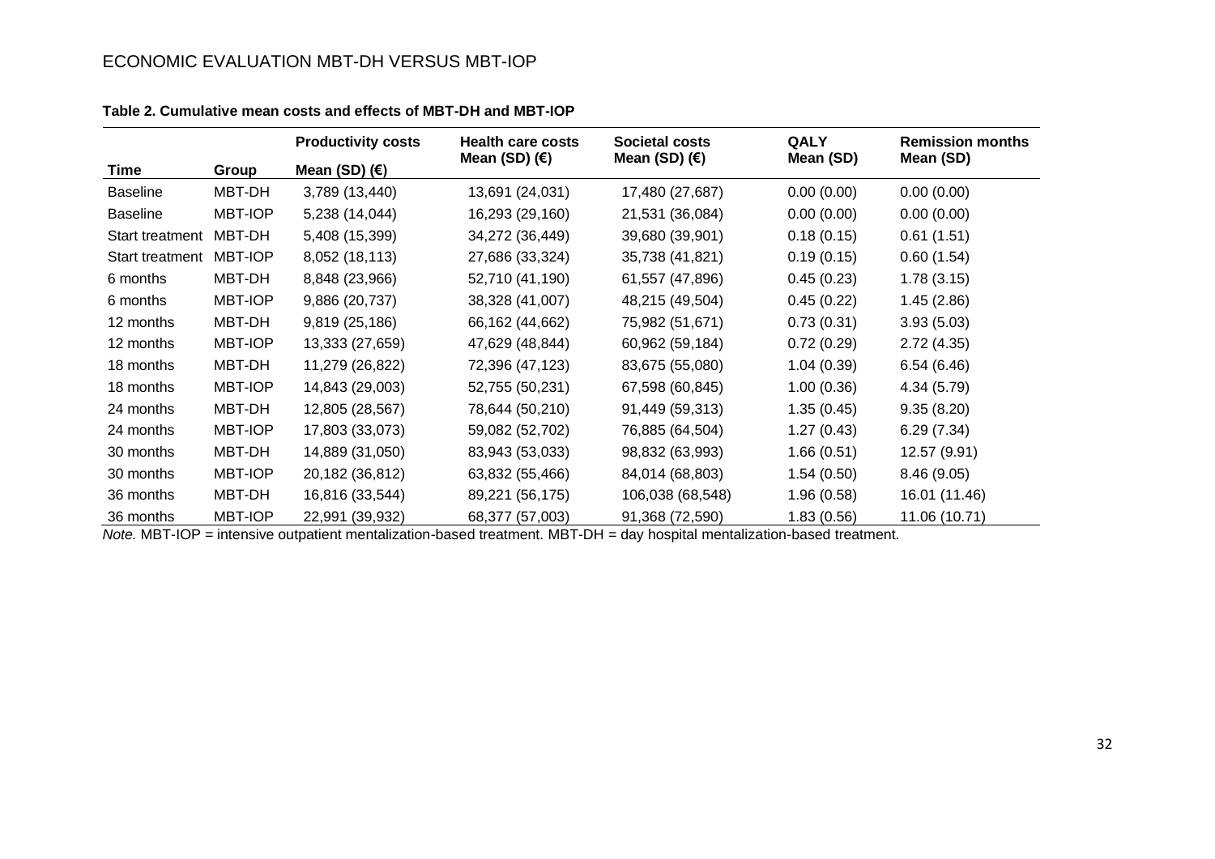**Table 2. Cumulative mean costs and effects of MBT-DH and MBT-IOP**

| Time | Group | Productivity costs Mean (SD) (€) | Health care costs Mean (SD) (€) | Societal costs Mean (SD) (€) | QALY Mean (SD) | Remission months Mean (SD) |
|---|---|---|---|---|---|---|
| Baseline | MBT-DH | 3,789 (13,440) | 13,691 (24,031) | 17,480 (27,687) | 0.00 (0.00) | 0.00 (0.00) |
| Baseline | MBT-IOP | 5,238 (14,044) | 16,293 (29,160) | 21,531 (36,084) | 0.00 (0.00) | 0.00 (0.00) |
| Start treatment | MBT-DH | 5,408 (15,399) | 34,272 (36,449) | 39,680 (39,901) | 0.18 (0.15) | 0.61 (1.51) |
| Start treatment | MBT-IOP | 8,052 (18,113) | 27,686 (33,324) | 35,738 (41,821) | 0.19 (0.15) | 0.60 (1.54) |
| 6 months | MBT-DH | 8,848 (23,966) | 52,710 (41,190) | 61,557 (47,896) | 0.45 (0.23) | 1.78 (3.15) |
| 6 months | MBT-IOP | 9,886 (20,737) | 38,328 (41,007) | 48,215 (49,504) | 0.45 (0.22) | 1.45 (2.86) |
| 12 months | MBT-DH | 9,819 (25,186) | 66,162 (44,662) | 75,982 (51,671) | 0.73 (0.31) | 3.93 (5.03) |
| 12 months | MBT-IOP | 13,333 (27,659) | 47,629 (48,844) | 60,962 (59,184) | 0.72 (0.29) | 2.72 (4.35) |
| 18 months | MBT-DH | 11,279 (26,822) | 72,396 (47,123) | 83,675 (55,080) | 1.04 (0.39) | 6.54 (6.46) |
| 18 months | MBT-IOP | 14,843 (29,003) | 52,755 (50,231) | 67,598 (60,845) | 1.00 (0.36) | 4.34 (5.79) |
| 24 months | MBT-DH | 12,805 (28,567) | 78,644 (50,210) | 91,449 (59,313) | 1.35 (0.45) | 9.35 (8.20) |
| 24 months | MBT-IOP | 17,803 (33,073) | 59,082 (52,702) | 76,885 (64,504) | 1.27 (0.43) | 6.29 (7.34) |
| 30 months | MBT-DH | 14,889 (31,050) | 83,943 (53,033) | 98,832 (63,993) | 1.66 (0.51) | 12.57 (9.91) |
| 30 months | MBT-IOP | 20,182 (36,812) | 63,832 (55,466) | 84,014 (68,803) | 1.54 (0.50) | 8.46 (9.05) |
| 36 months | MBT-DH | 16,816 (33,544) | 89,221 (56,175) | 106,038 (68,548) | 1.96 (0.58) | 16.01 (11.46) |
| 36 months | MBT-IOP | 22,991 (39,932) | 68,377 (57,003) | 91,368 (72,590) | 1.83 (0.56) | 11.06 (10.71) |

*Note.* MBT-IOP = intensive outpatient mentalization-based treatment. MBT-DH = day hospital mentalization-based treatment.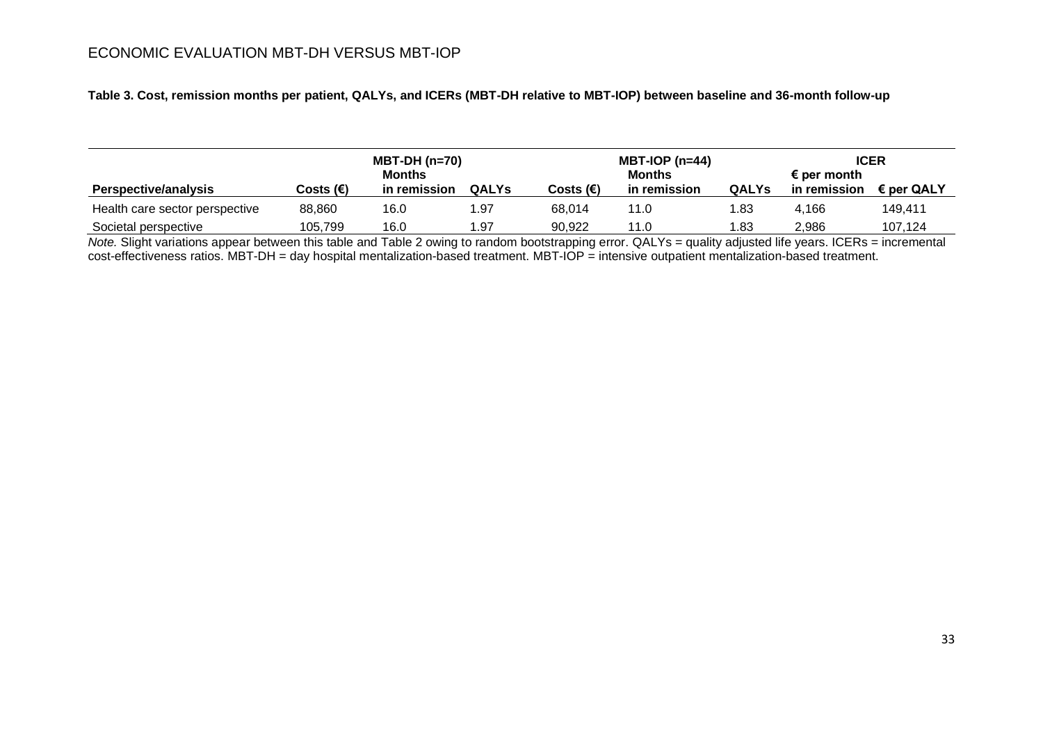**Table 3. Cost, remission months per patient, QALYs, and ICERs (MBT-DH relative to MBT-IOP) between baseline and 36-month follow-up**

| | MBT-DH (n=70) | | | MBT-IOP (n=44) | | | ICER | |
|---|---|---|---|---|---|---|---|---|
| **Perspective/analysis** | **Costs (€)** | **Months in remission** | **QALYs** | **Costs (€)** | **Months in remission** | **QALYs** | **€ per month in remission** | **€ per QALY** |
| Health care sector perspective | 88,860 | 16.0 | 1.97 | 68,014 | 11.0 | 1.83 | 4,166 | 149,411 |
| Societal perspective | 105,799 | 16.0 | 1.97 | 90,922 | 11.0 | 1.83 | 2,986 | 107,124 |

*Note.* Slight variations appear between this table and Table 2 owing to random bootstrapping error. QALYs = quality adjusted life years. ICERs = incremental cost-effectiveness ratios. MBT-DH = day hospital mentalization-based treatment. MBT-IOP = intensive outpatient mentalization-based treatment.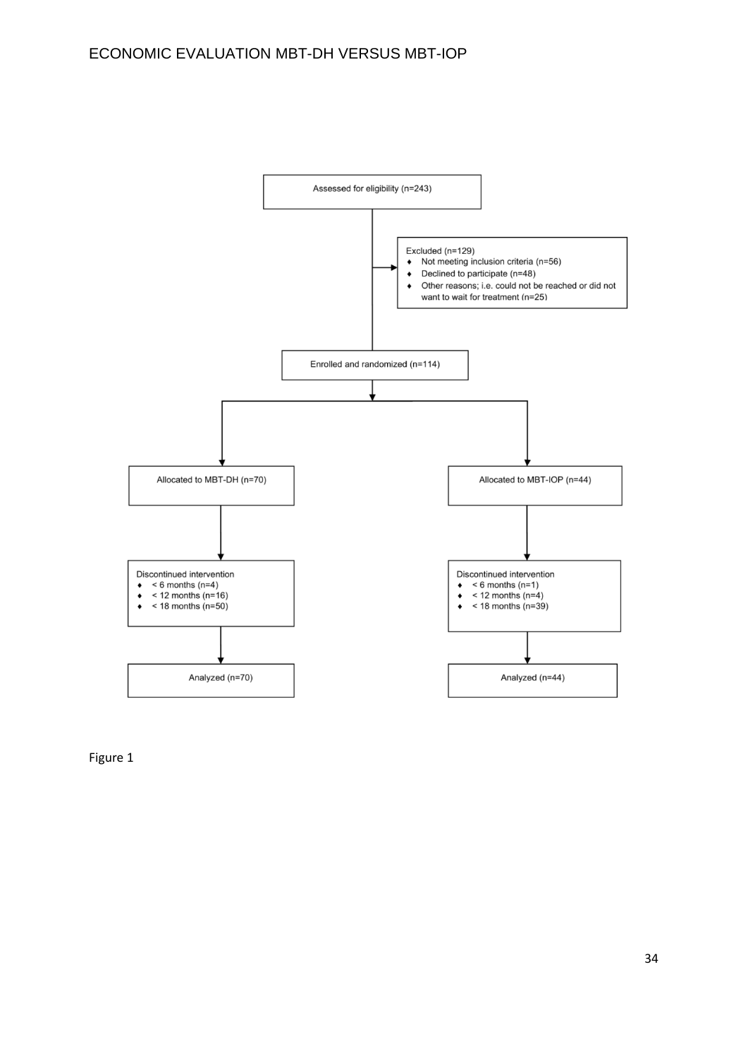Assessed for eligibility (n=243)

Excluded (n=129)

- Not meeting inclusion criteria (n=56)
- Declined to participate (n=48)
- Other reasons; i.e. could not be reached or did not want to wait for treatment (n=25)

Enrolled and randomized (n=114)

| Allocated to MBT-DH (n=70) | Allocated to MBT-IOP (n=44) |
|---|---|
| Discontinued intervention<br>- < 6 months (n=4)<br>- < 12 months (n=16)<br>- < 18 months (n=50) | Discontinued intervention<br>- < 6 months (n=1)<br>- < 12 months (n=4)<br>- < 18 months (n=39) |
| Analyzed (n=70) | Analyzed (n=44) |

Figure 1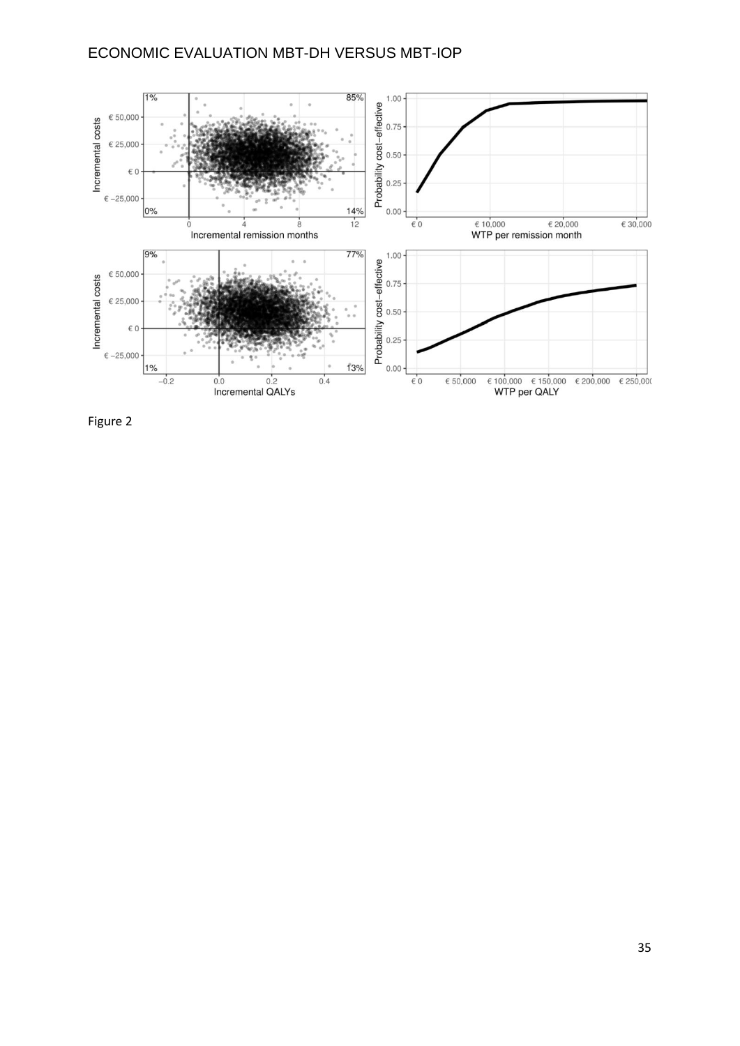Figure 2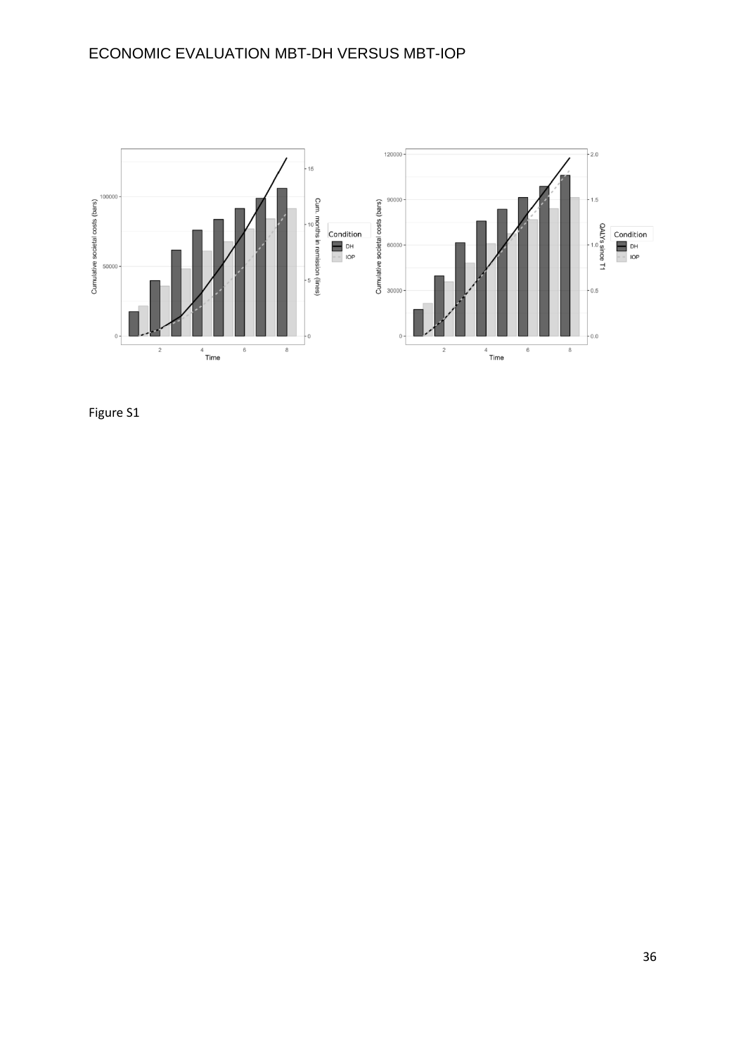Figure S1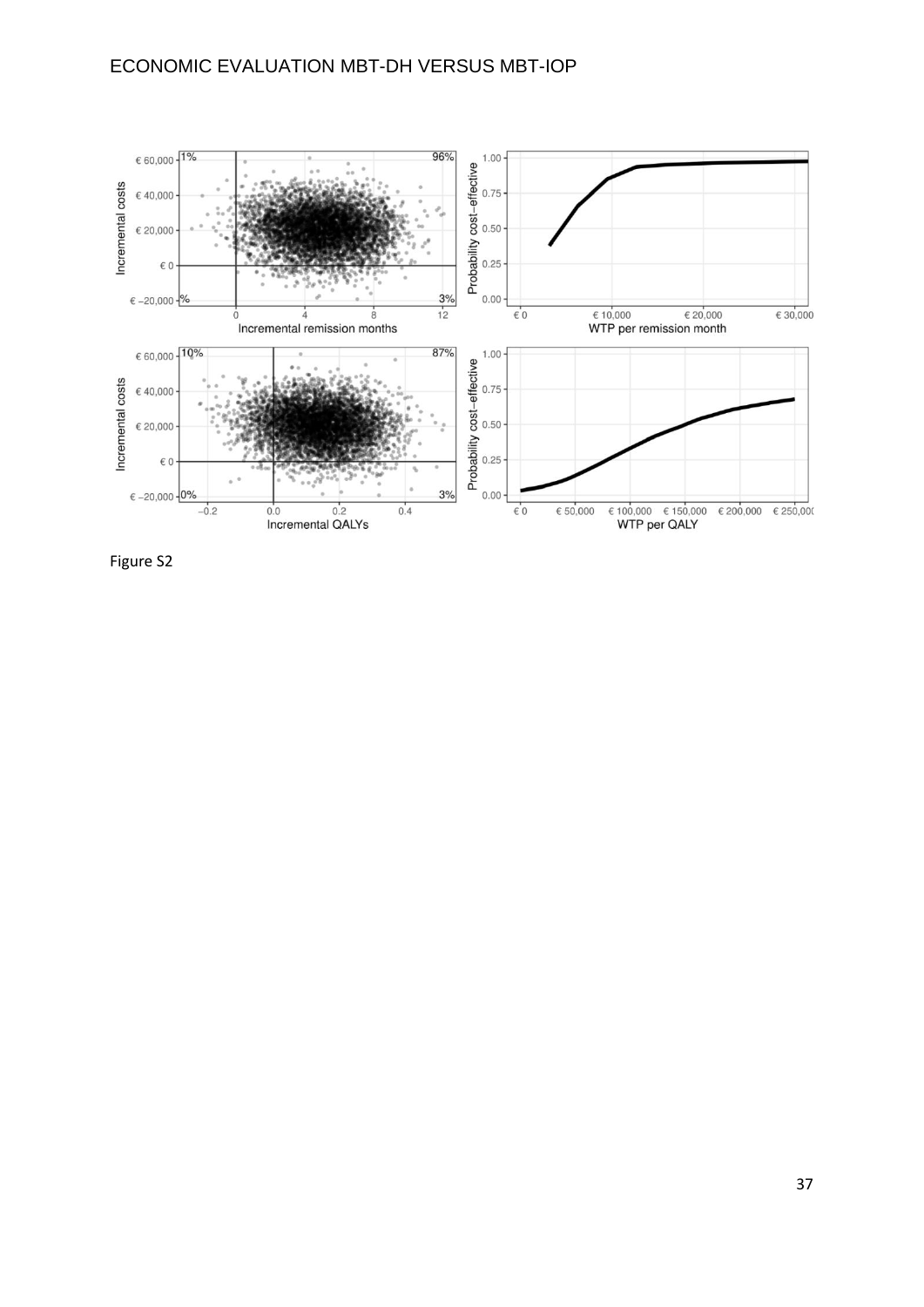Figure S2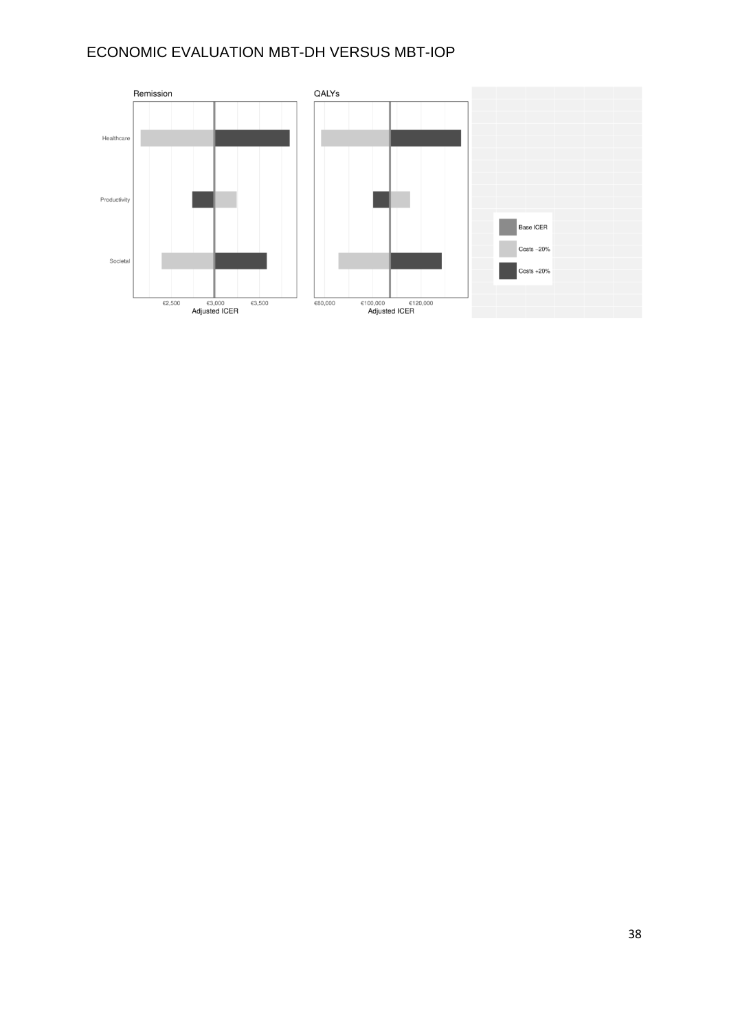ECONOMIC EVALUATION MBT-DH VERSUS MBT-IOP

Remission

Healthcare

Productivity

Societal

€2,500

€3,000

€3,500

Adjusted ICER

QALYs

€80,000

€100,000

€120,000

Adjusted ICER

Base ICER

Costs −20%

Costs +20%